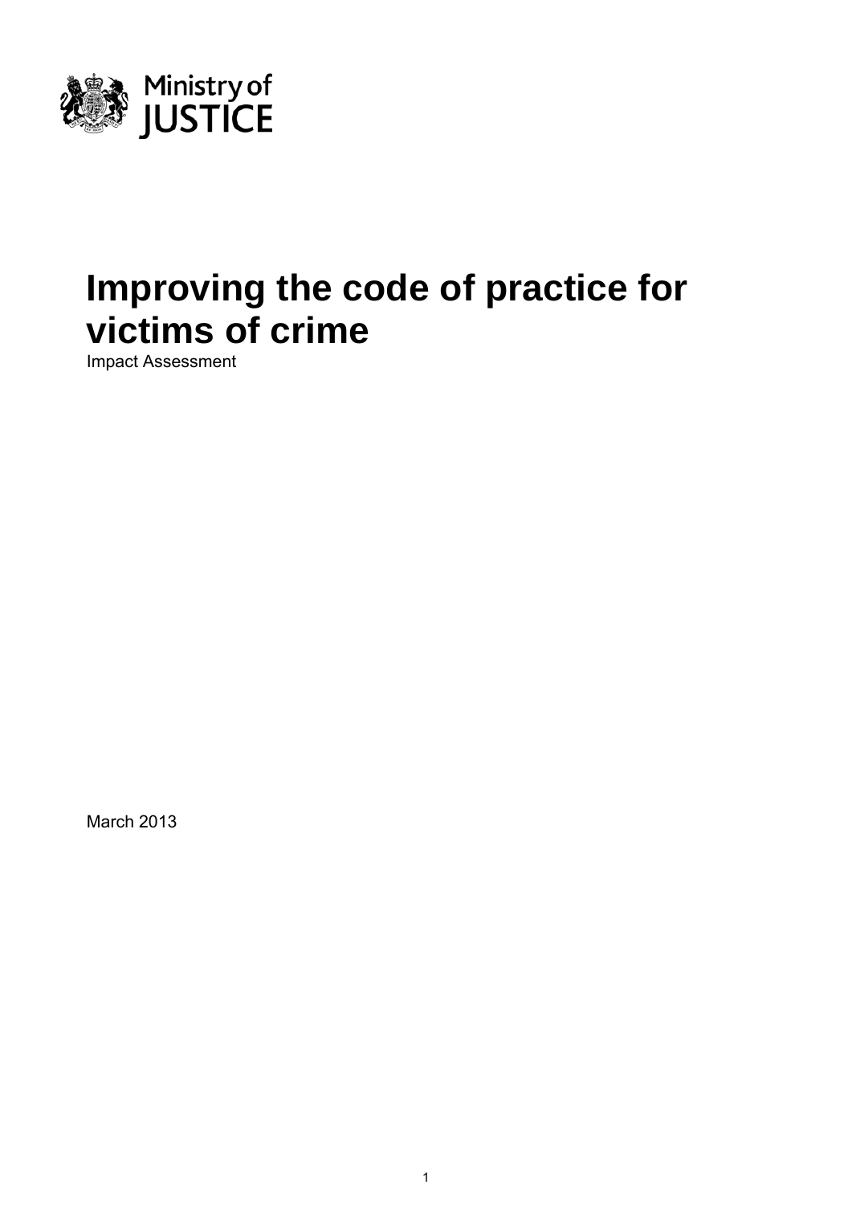Ministry of JUSTICE

# Improving the code of practice for victims of crime

Impact Assessment

March 2013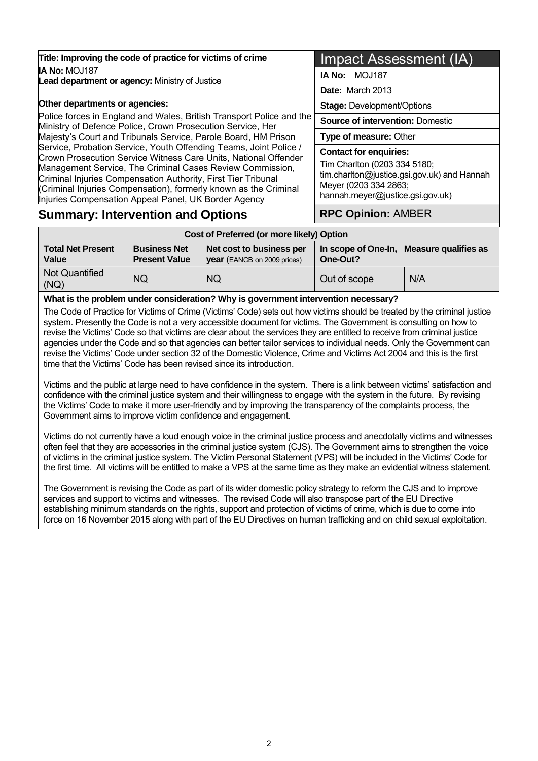**Title: Improving the code of practice for victims of crime**

**IA No:** MOJ187

**Lead department or agency:** Ministry of Justice

**Other departments or agencies:**

Police forces in England and Wales, British Transport Police and the Ministry of Defence Police, Crown Prosecution Service, Her Majesty's Court and Tribunals Service, Parole Board, HM Prison Service, Probation Service, Youth Offending Teams, Joint Police / Crown Prosecution Service Witness Care Units, National Offender Management Service, The Criminal Cases Review Commission, Criminal Injuries Compensation Authority, First Tier Tribunal (Criminal Injuries Compensation), formerly known as the Criminal Injuries Compensation Appeal Panel, UK Border Agency

# Impact Assessment (IA)

**IA No:** MOJ187

**Date:** March 2013

**Stage:** Development/Options

**Source of intervention:** Domestic

**Type of measure:** Other

**Contact for enquiries:**

Tim Charlton (0203 334 5180; tim.charlton@justice.gsi.gov.uk) and Hannah Meyer (0203 334 2863; hannah.meyer@justice.gsi.gov.uk)

## Summary: Intervention and Options

**RPC Opinion:** AMBER

| Cost of Preferred (or more likely) Option | | | | |
|---|---|---|---|---|
| **Total Net Present Value** | **Business Net Present Value** | **Net cost to business per year** (EANCB on 2009 prices) | **In scope of One-In, One-Out?** | **Measure qualifies as** |
| Not Quantified (NQ) | NQ | NQ | Out of scope | N/A |

**What is the problem under consideration? Why is government intervention necessary?**

The Code of Practice for Victims of Crime (Victims' Code) sets out how victims should be treated by the criminal justice system. Presently the Code is not a very accessible document for victims. The Government is consulting on how to revise the Victims' Code so that victims are clear about the services they are entitled to receive from criminal justice agencies under the Code and so that agencies can better tailor services to individual needs. Only the Government can revise the Victims' Code under section 32 of the Domestic Violence, Crime and Victims Act 2004 and this is the first time that the Victims' Code has been revised since its introduction.

Victims and the public at large need to have confidence in the system. There is a link between victims' satisfaction and confidence with the criminal justice system and their willingness to engage with the system in the future. By revising the Victims' Code to make it more user-friendly and by improving the transparency of the complaints process, the Government aims to improve victim confidence and engagement.

Victims do not currently have a loud enough voice in the criminal justice process and anecdotally victims and witnesses often feel that they are accessories in the criminal justice system (CJS). The Government aims to strengthen the voice of victims in the criminal justice system. The Victim Personal Statement (VPS) will be included in the Victims' Code for the first time. All victims will be entitled to make a VPS at the same time as they make an evidential witness statement.

The Government is revising the Code as part of its wider domestic policy strategy to reform the CJS and to improve services and support to victims and witnesses. The revised Code will also transpose part of the EU Directive establishing minimum standards on the rights, support and protection of victims of crime, which is due to come into force on 16 November 2015 along with part of the EU Directives on human trafficking and on child sexual exploitation.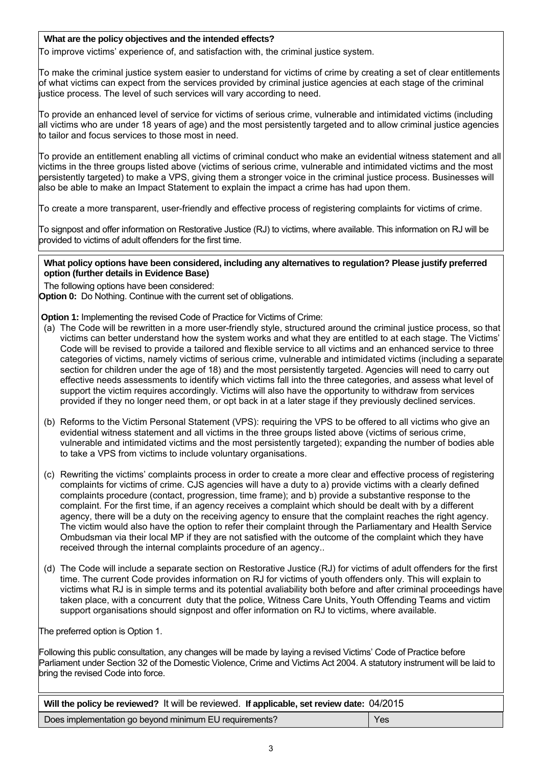**What are the policy objectives and the intended effects?**

To improve victims' experience of, and satisfaction with, the criminal justice system.

To make the criminal justice system easier to understand for victims of crime by creating a set of clear entitlements of what victims can expect from the services provided by criminal justice agencies at each stage of the criminal justice process. The level of such services will vary according to need.

To provide an enhanced level of service for victims of serious crime, vulnerable and intimidated victims (including all victims who are under 18 years of age) and the most persistently targeted and to allow criminal justice agencies to tailor and focus services to those most in need.

To provide an entitlement enabling all victims of criminal conduct who make an evidential witness statement and all victims in the three groups listed above (victims of serious crime, vulnerable and intimidated victims and the most persistently targeted) to make a VPS, giving them a stronger voice in the criminal justice process. Businesses will also be able to make an Impact Statement to explain the impact a crime has had upon them.

To create a more transparent, user-friendly and effective process of registering complaints for victims of crime.

To signpost and offer information on Restorative Justice (RJ) to victims, where available. This information on RJ will be provided to victims of adult offenders for the first time.

**What policy options have been considered, including any alternatives to regulation? Please justify preferred option (further details in Evidence Base)**

The following options have been considered:

**Option 0:** Do Nothing. Continue with the current set of obligations.

**Option 1:** Implementing the revised Code of Practice for Victims of Crime:

(a) The Code will be rewritten in a more user-friendly style, structured around the criminal justice process, so that victims can better understand how the system works and what they are entitled to at each stage. The Victims' Code will be revised to provide a tailored and flexible service to all victims and an enhanced service to three categories of victims, namely victims of serious crime, vulnerable and intimidated victims (including a separate section for children under the age of 18) and the most persistently targeted. Agencies will need to carry out effective needs assessments to identify which victims fall into the three categories, and assess what level of support the victim requires accordingly. Victims will also have the opportunity to withdraw from services provided if they no longer need them, or opt back in at a later stage if they previously declined services.

(b) Reforms to the Victim Personal Statement (VPS): requiring the VPS to be offered to all victims who give an evidential witness statement and all victims in the three groups listed above (victims of serious crime, vulnerable and intimidated victims and the most persistently targeted); expanding the number of bodies able to take a VPS from victims to include voluntary organisations.

(c) Rewriting the victims' complaints process in order to create a more clear and effective process of registering complaints for victims of crime. CJS agencies will have a duty to a) provide victims with a clearly defined complaints procedure (contact, progression, time frame); and b) provide a substantive response to the complaint. For the first time, if an agency receives a complaint which should be dealt with by a different agency, there will be a duty on the receiving agency to ensure that the complaint reaches the right agency. The victim would also have the option to refer their complaint through the Parliamentary and Health Service Ombudsman via their local MP if they are not satisfied with the outcome of the complaint which they have received through the internal complaints procedure of an agency..

(d) The Code will include a separate section on Restorative Justice (RJ) for victims of adult offenders for the first time. The current Code provides information on RJ for victims of youth offenders only. This will explain to victims what RJ is in simple terms and its potential avaliability both before and after criminal proceedings have taken place, with a concurrent duty that the police, Witness Care Units, Youth Offending Teams and victim support organisations should signpost and offer information on RJ to victims, where available.

The preferred option is Option 1.

Following this public consultation, any changes will be made by laying a revised Victims' Code of Practice before Parliament under Section 32 of the Domestic Violence, Crime and Victims Act 2004. A statutory instrument will be laid to bring the revised Code into force.

**Will the policy be reviewed?** It will be reviewed. **If applicable, set review date:** 04/2015

| Does implementation go beyond minimum EU requirements? | Yes |
| --- | --- |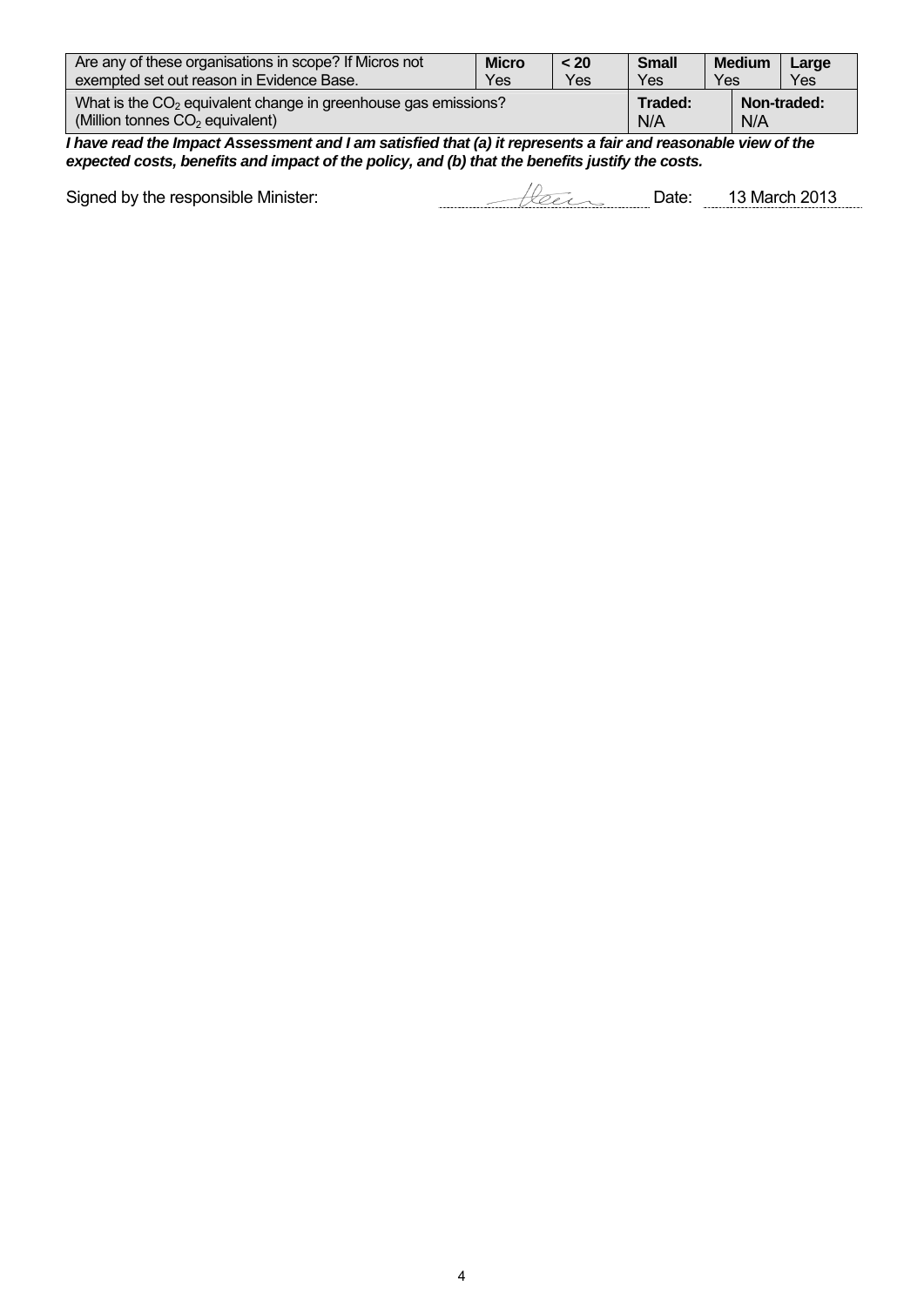| Are any of these organisations in scope? If Micros not exempted set out reason in Evidence Base. | **Micro** Yes | **< 20** Yes | **Small** Yes | **Medium** Yes | **Large** Yes |
|---|---|---|---|---|---|
| What is the $CO_2$ equivalent change in greenhouse gas emissions? (Million tonnes $CO_2$ equivalent) | | | **Traded:** N/A | **Non-traded:** N/A | |

***I have read the Impact Assessment and I am satisfied that (a) it represents a fair and reasonable view of the expected costs, benefits and impact of the policy, and (b) that the benefits justify the costs.***

Signed by the responsible Minister: [signature] Date: 13 March 2013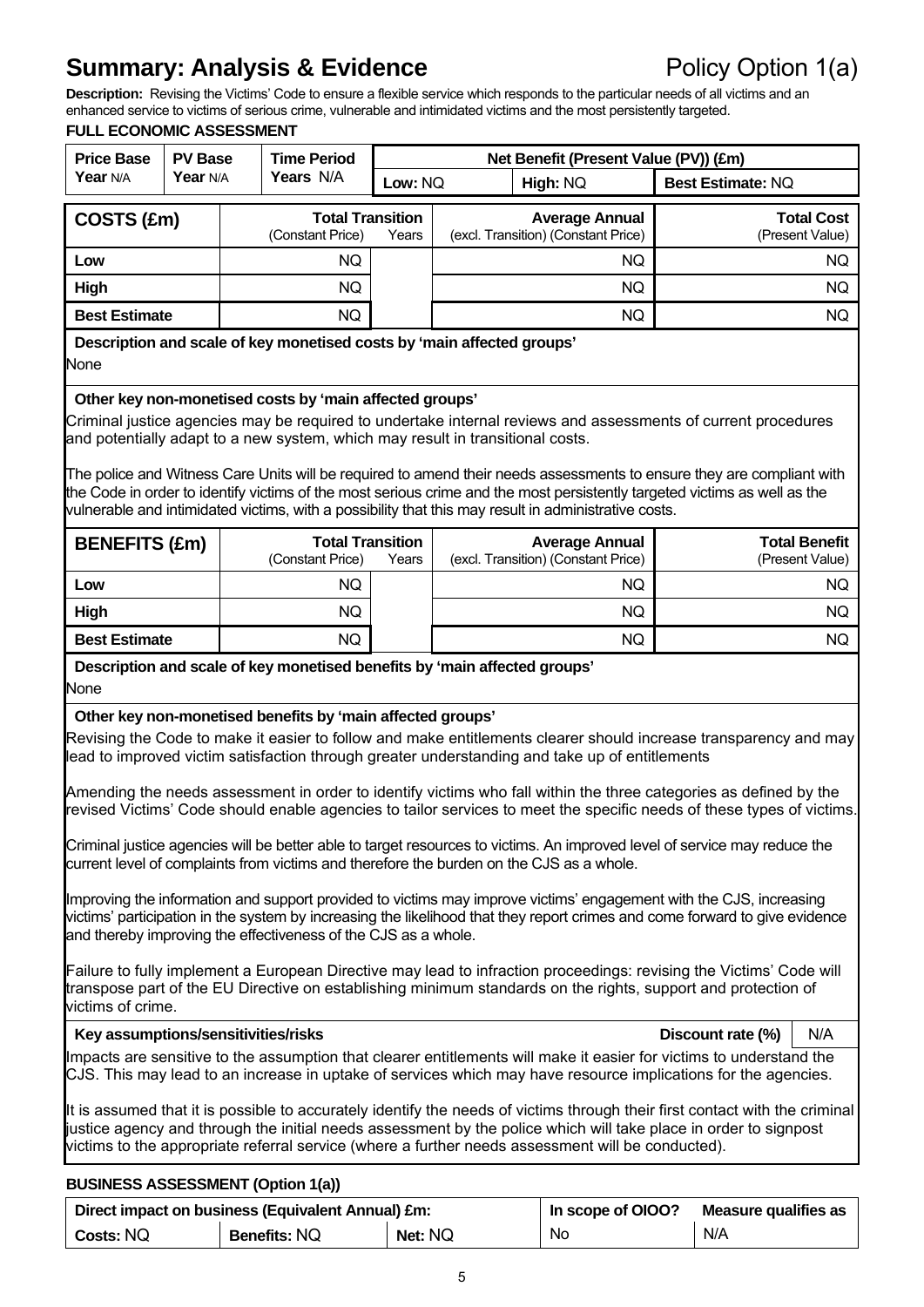# Summary: Analysis & Evidence

Policy Option 1(a)

**Description:** Revising the Victims' Code to ensure a flexible service which responds to the particular needs of all victims and an enhanced service to victims of serious crime, vulnerable and intimidated victims and the most persistently targeted.

**FULL ECONOMIC ASSESSMENT**

| Price Base Year N/A | PV Base Year N/A | Time Period Years N/A | Net Benefit (Present Value (PV)) (£m) | | |
|---|---|---|---|---|---|
| | | | Low: NQ | High: NQ | Best Estimate: NQ |

| COSTS (£m) | Total Transition (Constant Price) | Years | Average Annual (excl. Transition) (Constant Price) | Total Cost (Present Value) |
|---|---|---|---|---|
| Low | NQ | | NQ | NQ |
| High | NQ | | NQ | NQ |
| Best Estimate | NQ | | NQ | NQ |

**Description and scale of key monetised costs by 'main affected groups'**

None

**Other key non-monetised costs by 'main affected groups'**

Criminal justice agencies may be required to undertake internal reviews and assessments of current procedures and potentially adapt to a new system, which may result in transitional costs.

The police and Witness Care Units will be required to amend their needs assessments to ensure they are compliant with the Code in order to identify victims of the most serious crime and the most persistently targeted victims as well as the vulnerable and intimidated victims, with a possibility that this may result in administrative costs.

| BENEFITS (£m) | Total Transition (Constant Price) | Years | Average Annual (excl. Transition) (Constant Price) | Total Benefit (Present Value) |
|---|---|---|---|---|
| Low | NQ | | NQ | NQ |
| High | NQ | | NQ | NQ |
| Best Estimate | NQ | | NQ | NQ |

**Description and scale of key monetised benefits by 'main affected groups'**

None

**Other key non-monetised benefits by 'main affected groups'**

Revising the Code to make it easier to follow and make entitlements clearer should increase transparency and may lead to improved victim satisfaction through greater understanding and take up of entitlements

Amending the needs assessment in order to identify victims who fall within the three categories as defined by the revised Victims' Code should enable agencies to tailor services to meet the specific needs of these types of victims.

Criminal justice agencies will be better able to target resources to victims. An improved level of service may reduce the current level of complaints from victims and therefore the burden on the CJS as a whole.

Improving the information and support provided to victims may improve victims' engagement with the CJS, increasing victims' participation in the system by increasing the likelihood that they report crimes and come forward to give evidence and thereby improving the effectiveness of the CJS as a whole.

Failure to fully implement a European Directive may lead to infraction proceedings: revising the Victims' Code will transpose part of the EU Directive on establishing minimum standards on the rights, support and protection of victims of crime.

**Key assumptions/sensitivities/risks** — **Discount rate (%)** N/A

Impacts are sensitive to the assumption that clearer entitlements will make it easier for victims to understand the CJS. This may lead to an increase in uptake of services which may have resource implications for the agencies.

It is assumed that it is possible to accurately identify the needs of victims through their first contact with the criminal justice agency and through the initial needs assessment by the police which will take place in order to signpost victims to the appropriate referral service (where a further needs assessment will be conducted).

**BUSINESS ASSESSMENT (Option 1(a))**

| Direct impact on business (Equivalent Annual) £m: | | | In scope of OIOO? | Measure qualifies as |
|---|---|---|---|---|
| Costs: NQ | Benefits: NQ | Net: NQ | No | N/A |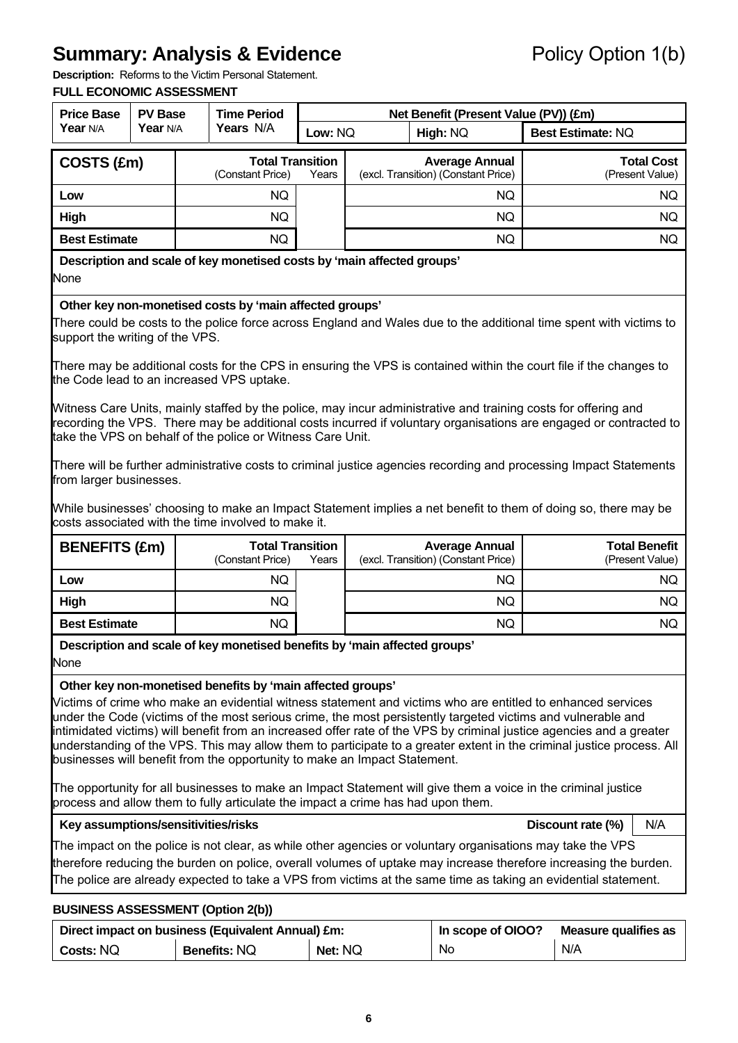# Summary: Analysis & Evidence

Policy Option 1(b)

**Description:** Reforms to the Victim Personal Statement.

**FULL ECONOMIC ASSESSMENT**

| Price Base Year N/A | PV Base Year N/A | Time Period Years N/A | Net Benefit (Present Value (PV)) (£m) | | |
|---|---|---|---|---|---|
| | | | Low: NQ | High: NQ | Best Estimate: NQ |

| COSTS (£m) | Total Transition (Constant Price) | Years | Average Annual (excl. Transition) (Constant Price) | Total Cost (Present Value) |
|---|---|---|---|---|
| Low | NQ | | NQ | NQ |
| High | NQ | | NQ | NQ |
| Best Estimate | NQ | | NQ | NQ |

**Description and scale of key monetised costs by 'main affected groups'**

None

**Other key non-monetised costs by 'main affected groups'**

There could be costs to the police force across England and Wales due to the additional time spent with victims to support the writing of the VPS.

There may be additional costs for the CPS in ensuring the VPS is contained within the court file if the changes to the Code lead to an increased VPS uptake.

Witness Care Units, mainly staffed by the police, may incur administrative and training costs for offering and recording the VPS. There may be additional costs incurred if voluntary organisations are engaged or contracted to take the VPS on behalf of the police or Witness Care Unit.

There will be further administrative costs to criminal justice agencies recording and processing Impact Statements from larger businesses.

While businesses' choosing to make an Impact Statement implies a net benefit to them of doing so, there may be costs associated with the time involved to make it.

| BENEFITS (£m) | Total Transition (Constant Price) | Years | Average Annual (excl. Transition) (Constant Price) | Total Benefit (Present Value) |
|---|---|---|---|---|
| Low | NQ | | NQ | NQ |
| High | NQ | | NQ | NQ |
| Best Estimate | NQ | | NQ | NQ |

**Description and scale of key monetised benefits by 'main affected groups'**

None

**Other key non-monetised benefits by 'main affected groups'**

Victims of crime who make an evidential witness statement and victims who are entitled to enhanced services under the Code (victims of the most serious crime, the most persistently targeted victims and vulnerable and intimidated victims) will benefit from an increased offer rate of the VPS by criminal justice agencies and a greater understanding of the VPS. This may allow them to participate to a greater extent in the criminal justice process. All businesses will benefit from the opportunity to make an Impact Statement.

The opportunity for all businesses to make an Impact Statement will give them a voice in the criminal justice process and allow them to fully articulate the impact a crime has had upon them.

**Key assumptions/sensitivities/risks** | **Discount rate (%)** N/A

The impact on the police is not clear, as while other agencies or voluntary organisations may take the VPS therefore reducing the burden on police, overall volumes of uptake may increase therefore increasing the burden. The police are already expected to take a VPS from victims at the same time as taking an evidential statement.

**BUSINESS ASSESSMENT (Option 2(b))**

| Direct impact on business (Equivalent Annual) £m: | | | In scope of OIOO? | Measure qualifies as |
|---|---|---|---|---|
| Costs: NQ | Benefits: NQ | Net: NQ | No | N/A |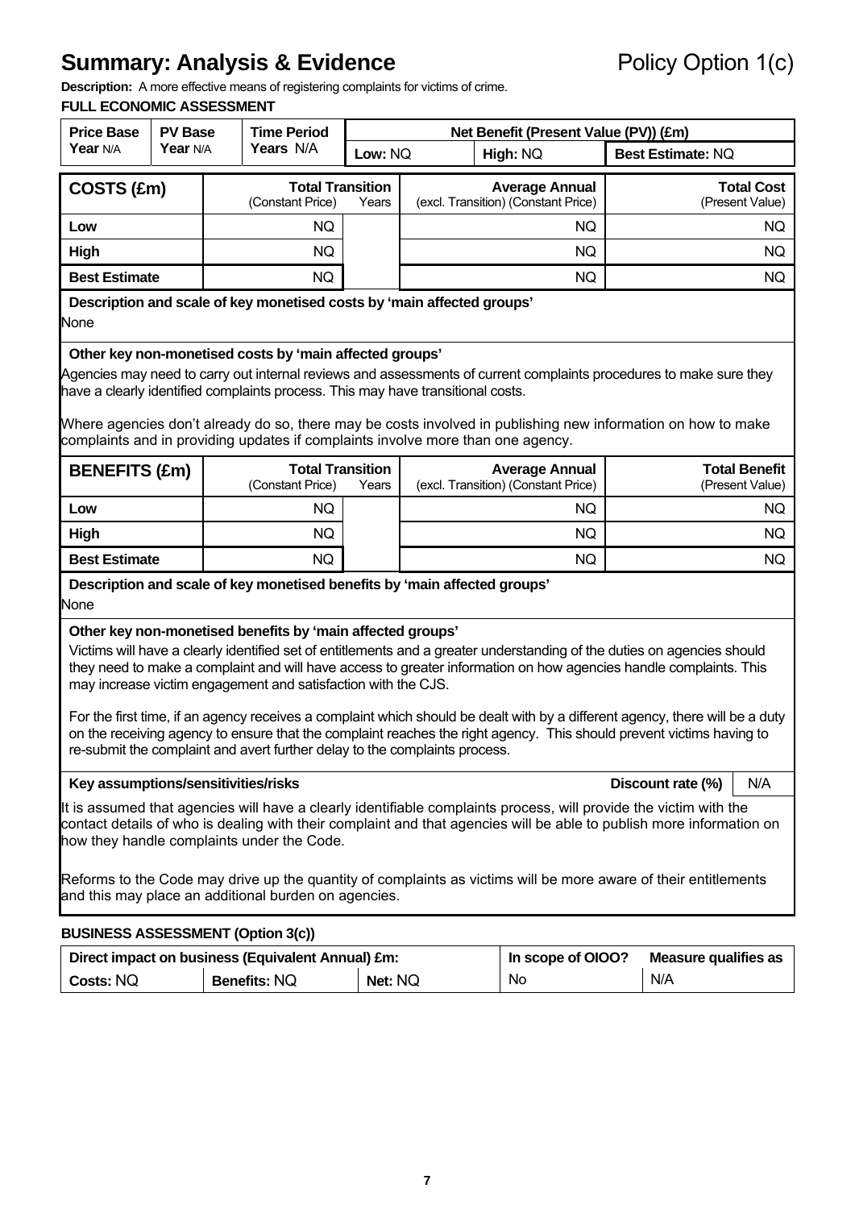# Summary: Analysis & Evidence

Policy Option 1(c)

**Description:** A more effective means of registering complaints for victims of crime.

**FULL ECONOMIC ASSESSMENT**

| Price Base Year N/A | PV Base Year N/A | Time Period Years N/A | Net Benefit (Present Value (PV)) (£m) | | |
|---|---|---|---|---|---|
| | | | Low: NQ | High: NQ | Best Estimate: NQ |

| COSTS (£m) | Total Transition (Constant Price) | Years | Average Annual (excl. Transition) (Constant Price) | Total Cost (Present Value) |
|---|---|---|---|---|
| Low | NQ | | NQ | NQ |
| High | NQ | | NQ | NQ |
| Best Estimate | NQ | | NQ | NQ |

**Description and scale of key monetised costs by 'main affected groups'**

None

**Other key non-monetised costs by 'main affected groups'**

Agencies may need to carry out internal reviews and assessments of current complaints procedures to make sure they have a clearly identified complaints process. This may have transitional costs.

Where agencies don't already do so, there may be costs involved in publishing new information on how to make complaints and in providing updates if complaints involve more than one agency.

| BENEFITS (£m) | Total Transition (Constant Price) | Years | Average Annual (excl. Transition) (Constant Price) | Total Benefit (Present Value) |
|---|---|---|---|---|
| Low | NQ | | NQ | NQ |
| High | NQ | | NQ | NQ |
| Best Estimate | NQ | | NQ | NQ |

**Description and scale of key monetised benefits by 'main affected groups'**

None

**Other key non-monetised benefits by 'main affected groups'**

Victims will have a clearly identified set of entitlements and a greater understanding of the duties on agencies should they need to make a complaint and will have access to greater information on how agencies handle complaints. This may increase victim engagement and satisfaction with the CJS.

For the first time, if an agency receives a complaint which should be dealt with by a different agency, there will be a duty on the receiving agency to ensure that the complaint reaches the right agency. This should prevent victims having to re-submit the complaint and avert further delay to the complaints process.

**Key assumptions/sensitivities/risks** — **Discount rate (%)** N/A

It is assumed that agencies will have a clearly identifiable complaints process, will provide the victim with the contact details of who is dealing with their complaint and that agencies will be able to publish more information on how they handle complaints under the Code.

Reforms to the Code may drive up the quantity of complaints as victims will be more aware of their entitlements and this may place an additional burden on agencies.

**BUSINESS ASSESSMENT (Option 3(c))**

| Direct impact on business (Equivalent Annual) £m: | | | In scope of OIOO? | Measure qualifies as |
|---|---|---|---|---|
| Costs: NQ | Benefits: NQ | Net: NQ | No | N/A |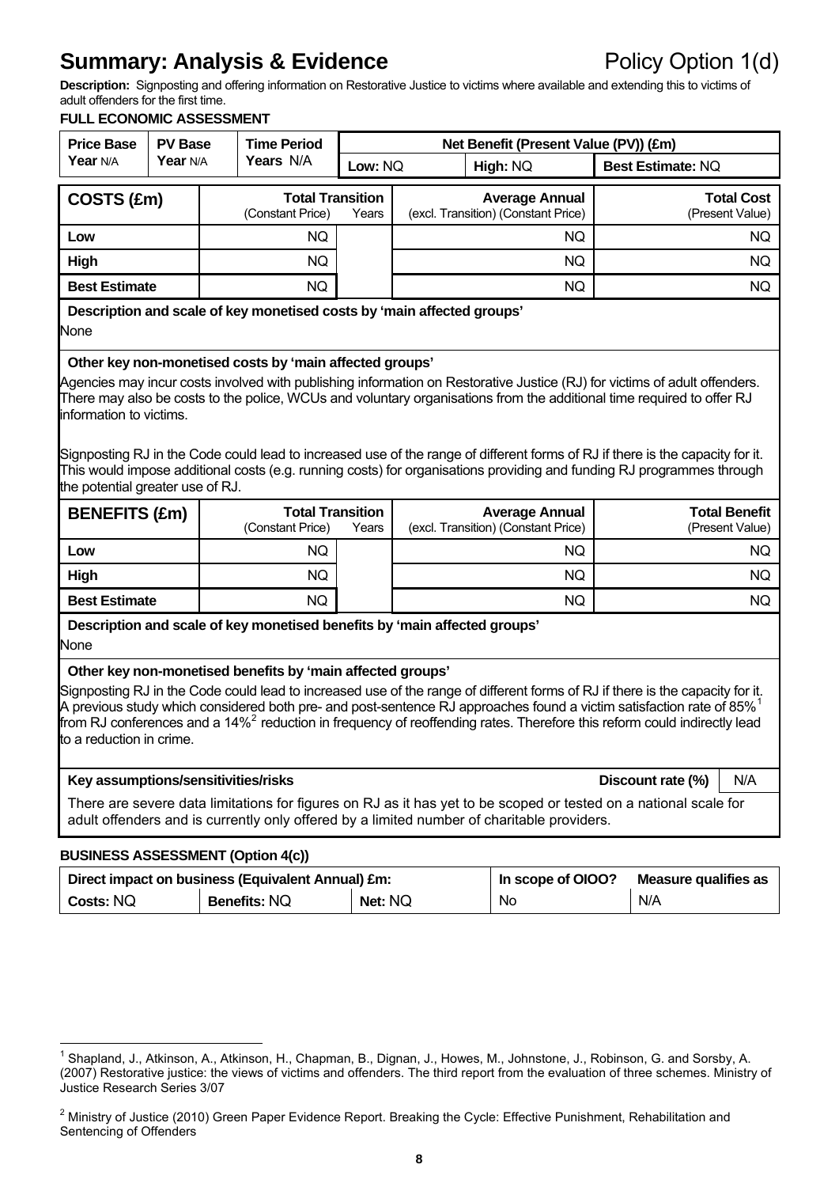# Summary: Analysis & Evidence

Policy Option 1(d)

**Description:** Signposting and offering information on Restorative Justice to victims where available and extending this to victims of adult offenders for the first time.

**FULL ECONOMIC ASSESSMENT**

| Price Base Year N/A | PV Base Year N/A | Time Period Years N/A | Net Benefit (Present Value (PV)) (£m) | | |
|---|---|---|---|---|---|
| | | | Low: NQ | High: NQ | Best Estimate: NQ |

| COSTS (£m) | Total Transition (Constant Price) | Years | Average Annual (excl. Transition) (Constant Price) | Total Cost (Present Value) |
|---|---|---|---|---|
| Low | NQ | | NQ | NQ |
| High | NQ | | NQ | NQ |
| Best Estimate | NQ | | NQ | NQ |

**Description and scale of key monetised costs by 'main affected groups'**

None

**Other key non-monetised costs by 'main affected groups'**

Agencies may incur costs involved with publishing information on Restorative Justice (RJ) for victims of adult offenders. There may also be costs to the police, WCUs and voluntary organisations from the additional time required to offer RJ information to victims.

Signposting RJ in the Code could lead to increased use of the range of different forms of RJ if there is the capacity for it. This would impose additional costs (e.g. running costs) for organisations providing and funding RJ programmes through the potential greater use of RJ.

| BENEFITS (£m) | Total Transition (Constant Price) | Years | Average Annual (excl. Transition) (Constant Price) | Total Benefit (Present Value) |
|---|---|---|---|---|
| Low | NQ | | NQ | NQ |
| High | NQ | | NQ | NQ |
| Best Estimate | NQ | | NQ | NQ |

**Description and scale of key monetised benefits by 'main affected groups'**

None

**Other key non-monetised benefits by 'main affected groups'**

Signposting RJ in the Code could lead to increased use of the range of different forms of RJ if there is the capacity for it. A previous study which considered both pre- and post-sentence RJ approaches found a victim satisfaction rate of 85%[1] from RJ conferences and a 14%[2] reduction in frequency of reoffending rates. Therefore this reform could indirectly lead to a reduction in crime.

**Key assumptions/sensitivities/risks** | **Discount rate (%)** N/A

There are severe data limitations for figures on RJ as it has yet to be scoped or tested on a national scale for adult offenders and is currently only offered by a limited number of charitable providers.

**BUSINESS ASSESSMENT (Option 4(c))**

| Direct impact on business (Equivalent Annual) £m: | | | In scope of OIOO? | Measure qualifies as |
|---|---|---|---|---|
| Costs: NQ | Benefits: NQ | Net: NQ | No | N/A |

---

[1] Shapland, J., Atkinson, A., Atkinson, H., Chapman, B., Dignan, J., Howes, M., Johnstone, J., Robinson, G. and Sorsby, A. (2007) Restorative justice: the views of victims and offenders. The third report from the evaluation of three schemes. Ministry of Justice Research Series 3/07

[2] Ministry of Justice (2010) Green Paper Evidence Report. Breaking the Cycle: Effective Punishment, Rehabilitation and Sentencing of Offenders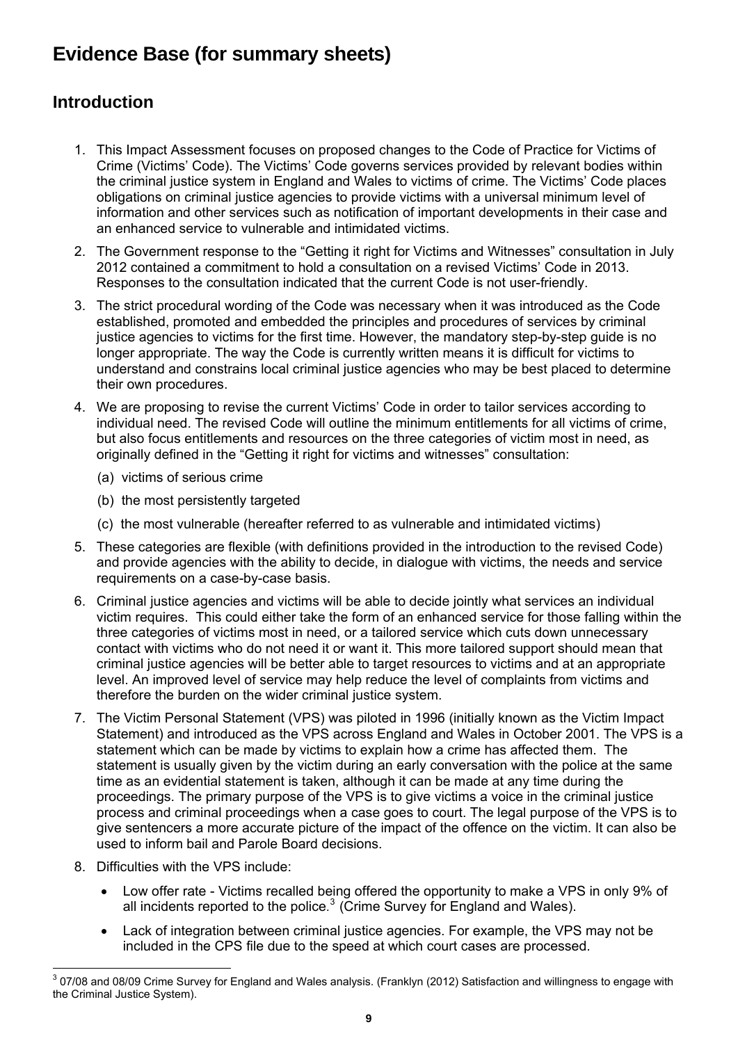# Evidence Base (for summary sheets)

## Introduction

1. This Impact Assessment focuses on proposed changes to the Code of Practice for Victims of Crime (Victims' Code). The Victims' Code governs services provided by relevant bodies within the criminal justice system in England and Wales to victims of crime. The Victims' Code places obligations on criminal justice agencies to provide victims with a universal minimum level of information and other services such as notification of important developments in their case and an enhanced service to vulnerable and intimidated victims.

2. The Government response to the "Getting it right for Victims and Witnesses" consultation in July 2012 contained a commitment to hold a consultation on a revised Victims' Code in 2013. Responses to the consultation indicated that the current Code is not user-friendly.

3. The strict procedural wording of the Code was necessary when it was introduced as the Code established, promoted and embedded the principles and procedures of services by criminal justice agencies to victims for the first time. However, the mandatory step-by-step guide is no longer appropriate. The way the Code is currently written means it is difficult for victims to understand and constrains local criminal justice agencies who may be best placed to determine their own procedures.

4. We are proposing to revise the current Victims' Code in order to tailor services according to individual need. The revised Code will outline the minimum entitlements for all victims of crime, but also focus entitlements and resources on the three categories of victim most in need, as originally defined in the "Getting it right for victims and witnesses" consultation:

   (a) victims of serious crime

   (b) the most persistently targeted

   (c) the most vulnerable (hereafter referred to as vulnerable and intimidated victims)

5. These categories are flexible (with definitions provided in the introduction to the revised Code) and provide agencies with the ability to decide, in dialogue with victims, the needs and service requirements on a case-by-case basis.

6. Criminal justice agencies and victims will be able to decide jointly what services an individual victim requires. This could either take the form of an enhanced service for those falling within the three categories of victims most in need, or a tailored service which cuts down unnecessary contact with victims who do not need it or want it. This more tailored support should mean that criminal justice agencies will be better able to target resources to victims and at an appropriate level. An improved level of service may help reduce the level of complaints from victims and therefore the burden on the wider criminal justice system.

7. The Victim Personal Statement (VPS) was piloted in 1996 (initially known as the Victim Impact Statement) and introduced as the VPS across England and Wales in October 2001. The VPS is a statement which can be made by victims to explain how a crime has affected them. The statement is usually given by the victim during an early conversation with the police at the same time as an evidential statement is taken, although it can be made at any time during the proceedings. The primary purpose of the VPS is to give victims a voice in the criminal justice process and criminal proceedings when a case goes to court. The legal purpose of the VPS is to give sentencers a more accurate picture of the impact of the offence on the victim. It can also be used to inform bail and Parole Board decisions.

8. Difficulties with the VPS include:

   - Low offer rate - Victims recalled being offered the opportunity to make a VPS in only 9% of all incidents reported to the police.[3] (Crime Survey for England and Wales).
   - Lack of integration between criminal justice agencies. For example, the VPS may not be included in the CPS file due to the speed at which court cases are processed.

---

[3] 07/08 and 08/09 Crime Survey for England and Wales analysis. (Franklyn (2012) Satisfaction and willingness to engage with the Criminal Justice System).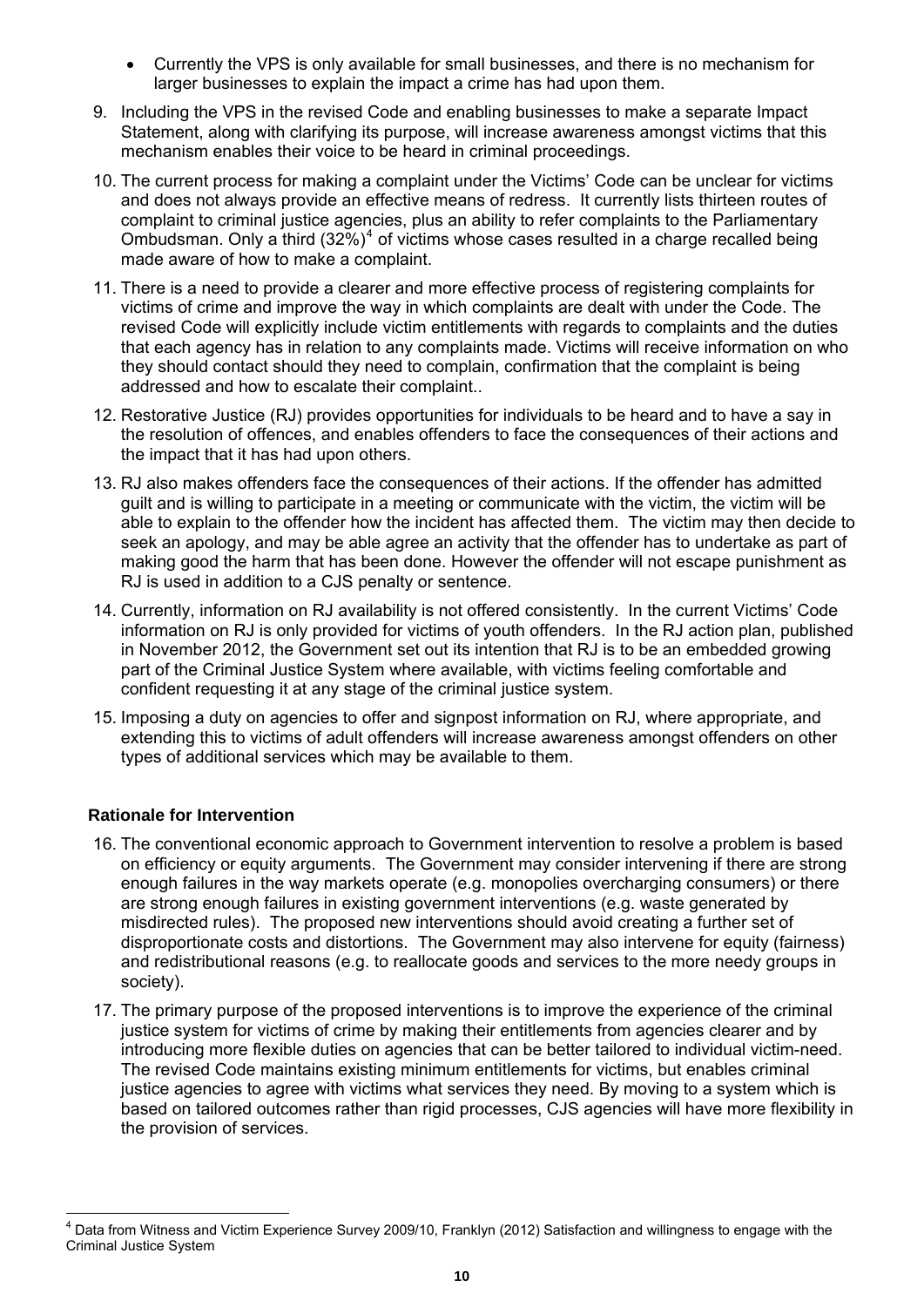- Currently the VPS is only available for small businesses, and there is no mechanism for larger businesses to explain the impact a crime has had upon them.

9. Including the VPS in the revised Code and enabling businesses to make a separate Impact Statement, along with clarifying its purpose, will increase awareness amongst victims that this mechanism enables their voice to be heard in criminal proceedings.

10. The current process for making a complaint under the Victims' Code can be unclear for victims and does not always provide an effective means of redress. It currently lists thirteen routes of complaint to criminal justice agencies, plus an ability to refer complaints to the Parliamentary Ombudsman. Only a third (32%)[4] of victims whose cases resulted in a charge recalled being made aware of how to make a complaint.

11. There is a need to provide a clearer and more effective process of registering complaints for victims of crime and improve the way in which complaints are dealt with under the Code. The revised Code will explicitly include victim entitlements with regards to complaints and the duties that each agency has in relation to any complaints made. Victims will receive information on who they should contact should they need to complain, confirmation that the complaint is being addressed and how to escalate their complaint..

12. Restorative Justice (RJ) provides opportunities for individuals to be heard and to have a say in the resolution of offences, and enables offenders to face the consequences of their actions and the impact that it has had upon others.

13. RJ also makes offenders face the consequences of their actions. If the offender has admitted guilt and is willing to participate in a meeting or communicate with the victim, the victim will be able to explain to the offender how the incident has affected them. The victim may then decide to seek an apology, and may be able agree an activity that the offender has to undertake as part of making good the harm that has been done. However the offender will not escape punishment as RJ is used in addition to a CJS penalty or sentence.

14. Currently, information on RJ availability is not offered consistently. In the current Victims' Code information on RJ is only provided for victims of youth offenders. In the RJ action plan, published in November 2012, the Government set out its intention that RJ is to be an embedded growing part of the Criminal Justice System where available, with victims feeling comfortable and confident requesting it at any stage of the criminal justice system.

15. Imposing a duty on agencies to offer and signpost information on RJ, where appropriate, and extending this to victims of adult offenders will increase awareness amongst offenders on other types of additional services which may be available to them.

**Rationale for Intervention**

16. The conventional economic approach to Government intervention to resolve a problem is based on efficiency or equity arguments. The Government may consider intervening if there are strong enough failures in the way markets operate (e.g. monopolies overcharging consumers) or there are strong enough failures in existing government interventions (e.g. waste generated by misdirected rules). The proposed new interventions should avoid creating a further set of disproportionate costs and distortions. The Government may also intervene for equity (fairness) and redistributional reasons (e.g. to reallocate goods and services to the more needy groups in society).

17. The primary purpose of the proposed interventions is to improve the experience of the criminal justice system for victims of crime by making their entitlements from agencies clearer and by introducing more flexible duties on agencies that can be better tailored to individual victim-need. The revised Code maintains existing minimum entitlements for victims, but enables criminal justice agencies to agree with victims what services they need. By moving to a system which is based on tailored outcomes rather than rigid processes, CJS agencies will have more flexibility in the provision of services.

[4] Data from Witness and Victim Experience Survey 2009/10, Franklyn (2012) Satisfaction and willingness to engage with the Criminal Justice System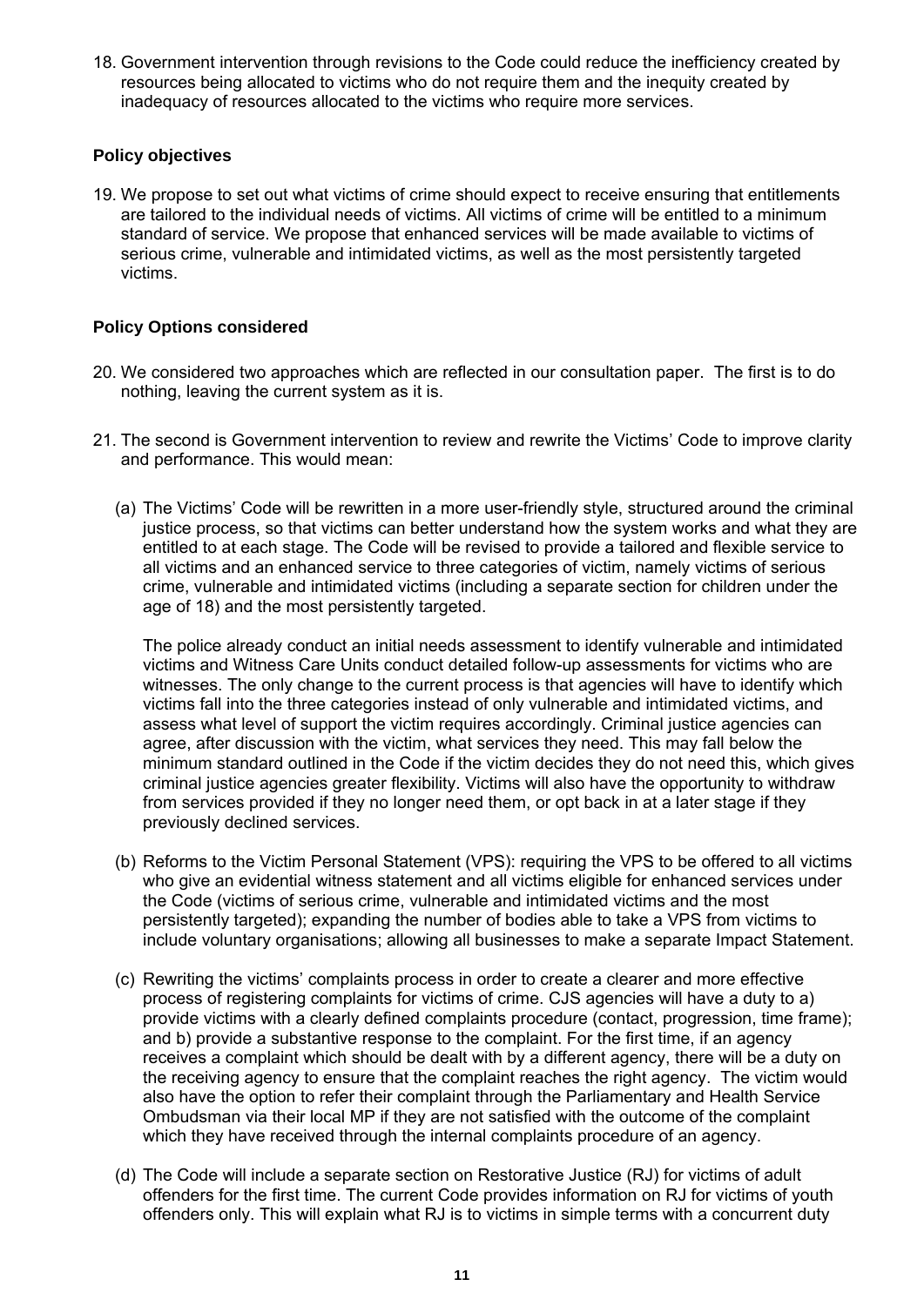18. Government intervention through revisions to the Code could reduce the inefficiency created by resources being allocated to victims who do not require them and the inequity created by inadequacy of resources allocated to the victims who require more services.

### Policy objectives

19. We propose to set out what victims of crime should expect to receive ensuring that entitlements are tailored to the individual needs of victims. All victims of crime will be entitled to a minimum standard of service. We propose that enhanced services will be made available to victims of serious crime, vulnerable and intimidated victims, as well as the most persistently targeted victims.

### Policy Options considered

20. We considered two approaches which are reflected in our consultation paper. The first is to do nothing, leaving the current system as it is.

21. The second is Government intervention to review and rewrite the Victims' Code to improve clarity and performance. This would mean:

   (a) The Victims' Code will be rewritten in a more user-friendly style, structured around the criminal justice process, so that victims can better understand how the system works and what they are entitled to at each stage. The Code will be revised to provide a tailored and flexible service to all victims and an enhanced service to three categories of victim, namely victims of serious crime, vulnerable and intimidated victims (including a separate section for children under the age of 18) and the most persistently targeted.

   The police already conduct an initial needs assessment to identify vulnerable and intimidated victims and Witness Care Units conduct detailed follow-up assessments for victims who are witnesses. The only change to the current process is that agencies will have to identify which victims fall into the three categories instead of only vulnerable and intimidated victims, and assess what level of support the victim requires accordingly. Criminal justice agencies can agree, after discussion with the victim, what services they need. This may fall below the minimum standard outlined in the Code if the victim decides they do not need this, which gives criminal justice agencies greater flexibility. Victims will also have the opportunity to withdraw from services provided if they no longer need them, or opt back in at a later stage if they previously declined services.

   (b) Reforms to the Victim Personal Statement (VPS): requiring the VPS to be offered to all victims who give an evidential witness statement and all victims eligible for enhanced services under the Code (victims of serious crime, vulnerable and intimidated victims and the most persistently targeted); expanding the number of bodies able to take a VPS from victims to include voluntary organisations; allowing all businesses to make a separate Impact Statement.

   (c) Rewriting the victims' complaints process in order to create a clearer and more effective process of registering complaints for victims of crime. CJS agencies will have a duty to a) provide victims with a clearly defined complaints procedure (contact, progression, time frame); and b) provide a substantive response to the complaint. For the first time, if an agency receives a complaint which should be dealt with by a different agency, there will be a duty on the receiving agency to ensure that the complaint reaches the right agency. The victim would also have the option to refer their complaint through the Parliamentary and Health Service Ombudsman via their local MP if they are not satisfied with the outcome of the complaint which they have received through the internal complaints procedure of an agency.

   (d) The Code will include a separate section on Restorative Justice (RJ) for victims of adult offenders for the first time. The current Code provides information on RJ for victims of youth offenders only. This will explain what RJ is to victims in simple terms with a concurrent duty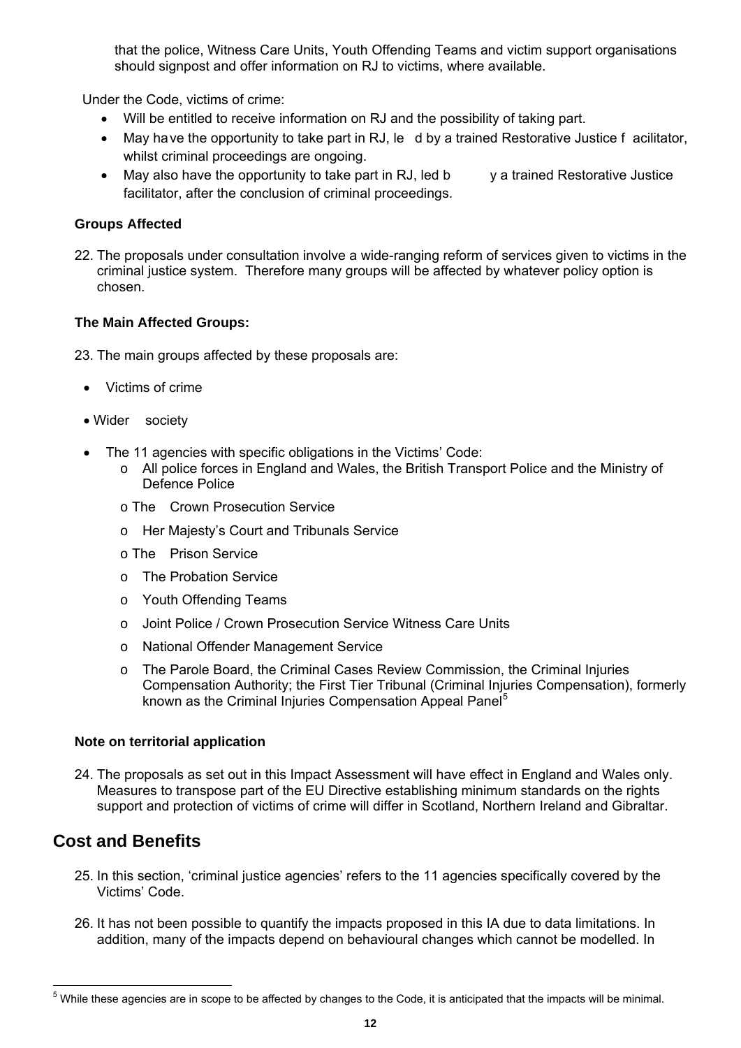that the police, Witness Care Units, Youth Offending Teams and victim support organisations should signpost and offer information on RJ to victims, where available.

Under the Code, victims of crime:

- Will be entitled to receive information on RJ and the possibility of taking part.
- May have the opportunity to take part in RJ, led by a trained Restorative Justice facilitator, whilst criminal proceedings are ongoing.
- May also have the opportunity to take part in RJ, led by a trained Restorative Justice facilitator, after the conclusion of criminal proceedings.

**Groups Affected**

22. The proposals under consultation involve a wide-ranging reform of services given to victims in the criminal justice system. Therefore many groups will be affected by whatever policy option is chosen.

**The Main Affected Groups:**

23. The main groups affected by these proposals are:

- Victims of crime
- Wider society
- The 11 agencies with specific obligations in the Victims' Code:
  - All police forces in England and Wales, the British Transport Police and the Ministry of Defence Police
  - The Crown Prosecution Service
  - Her Majesty's Court and Tribunals Service
  - The Prison Service
  - The Probation Service
  - Youth Offending Teams
  - Joint Police / Crown Prosecution Service Witness Care Units
  - National Offender Management Service
  - The Parole Board, the Criminal Cases Review Commission, the Criminal Injuries Compensation Authority; the First Tier Tribunal (Criminal Injuries Compensation), formerly known as the Criminal Injuries Compensation Appeal Panel[5]

**Note on territorial application**

24. The proposals as set out in this Impact Assessment will have effect in England and Wales only. Measures to transpose part of the EU Directive establishing minimum standards on the rights support and protection of victims of crime will differ in Scotland, Northern Ireland and Gibraltar.

## Cost and Benefits

25. In this section, 'criminal justice agencies' refers to the 11 agencies specifically covered by the Victims' Code.

26. It has not been possible to quantify the impacts proposed in this IA due to data limitations. In addition, many of the impacts depend on behavioural changes which cannot be modelled. In

[5] While these agencies are in scope to be affected by changes to the Code, it is anticipated that the impacts will be minimal.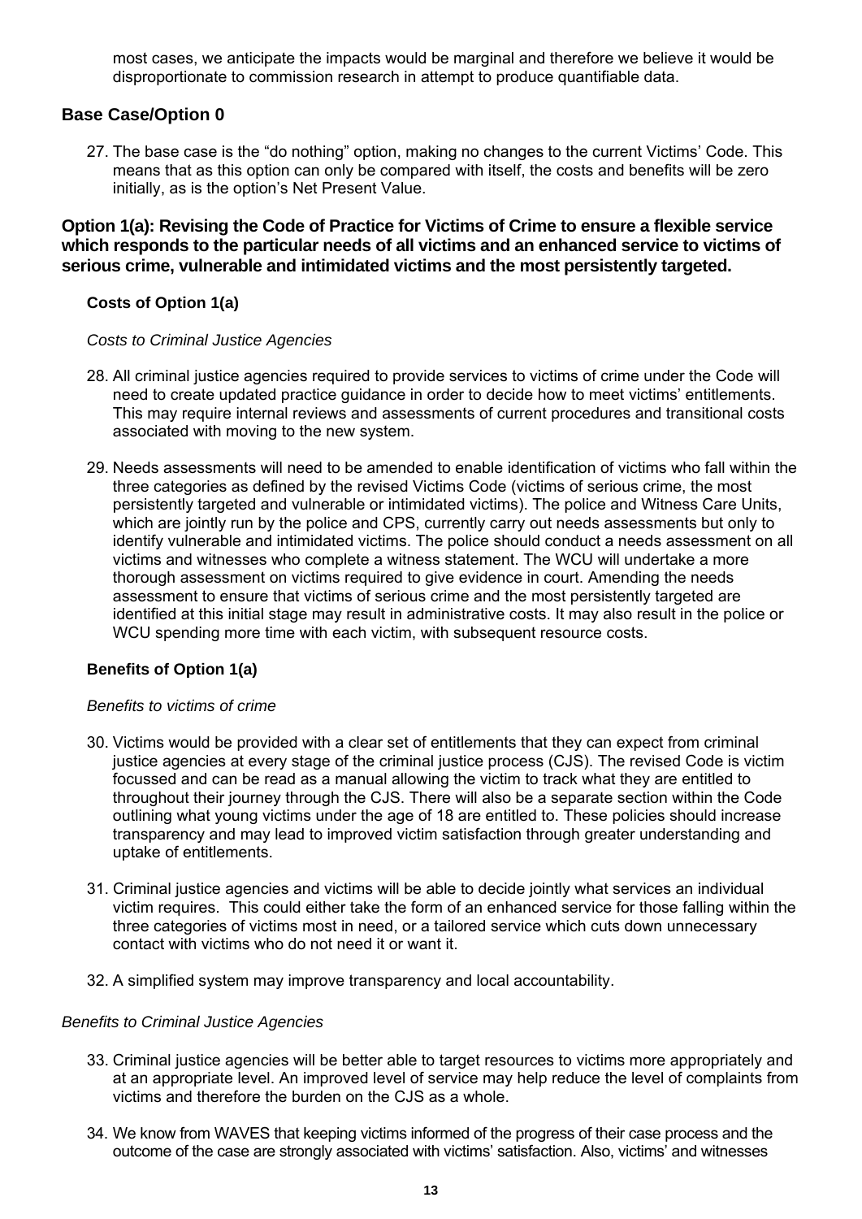most cases, we anticipate the impacts would be marginal and therefore we believe it would be disproportionate to commission research in attempt to produce quantifiable data.

## Base Case/Option 0

27. The base case is the "do nothing" option, making no changes to the current Victims' Code. This means that as this option can only be compared with itself, the costs and benefits will be zero initially, as is the option's Net Present Value.

**Option 1(a): Revising the Code of Practice for Victims of Crime to ensure a flexible service which responds to the particular needs of all victims and an enhanced service to victims of serious crime, vulnerable and intimidated victims and the most persistently targeted.**

### Costs of Option 1(a)

*Costs to Criminal Justice Agencies*

28. All criminal justice agencies required to provide services to victims of crime under the Code will need to create updated practice guidance in order to decide how to meet victims' entitlements. This may require internal reviews and assessments of current procedures and transitional costs associated with moving to the new system.

29. Needs assessments will need to be amended to enable identification of victims who fall within the three categories as defined by the revised Victims Code (victims of serious crime, the most persistently targeted and vulnerable or intimidated victims). The police and Witness Care Units, which are jointly run by the police and CPS, currently carry out needs assessments but only to identify vulnerable and intimidated victims. The police should conduct a needs assessment on all victims and witnesses who complete a witness statement. The WCU will undertake a more thorough assessment on victims required to give evidence in court. Amending the needs assessment to ensure that victims of serious crime and the most persistently targeted are identified at this initial stage may result in administrative costs. It may also result in the police or WCU spending more time with each victim, with subsequent resource costs.

### Benefits of Option 1(a)

*Benefits to victims of crime*

30. Victims would be provided with a clear set of entitlements that they can expect from criminal justice agencies at every stage of the criminal justice process (CJS). The revised Code is victim focussed and can be read as a manual allowing the victim to track what they are entitled to throughout their journey through the CJS. There will also be a separate section within the Code outlining what young victims under the age of 18 are entitled to. These policies should increase transparency and may lead to improved victim satisfaction through greater understanding and uptake of entitlements.

31. Criminal justice agencies and victims will be able to decide jointly what services an individual victim requires. This could either take the form of an enhanced service for those falling within the three categories of victims most in need, or a tailored service which cuts down unnecessary contact with victims who do not need it or want it.

32. A simplified system may improve transparency and local accountability.

*Benefits to Criminal Justice Agencies*

33. Criminal justice agencies will be better able to target resources to victims more appropriately and at an appropriate level. An improved level of service may help reduce the level of complaints from victims and therefore the burden on the CJS as a whole.

34. We know from WAVES that keeping victims informed of the progress of their case process and the outcome of the case are strongly associated with victims' satisfaction. Also, victims' and witnesses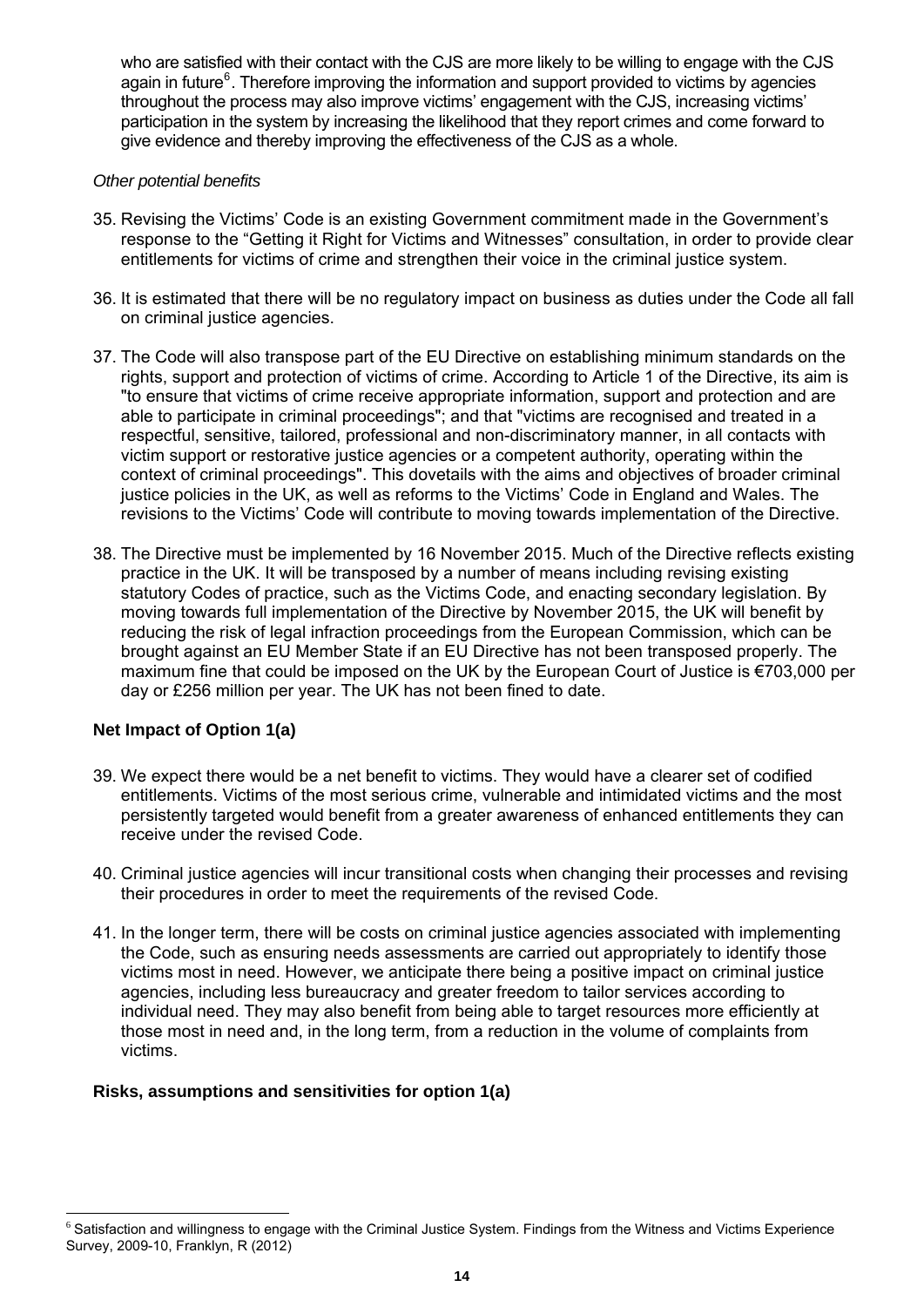who are satisfied with their contact with the CJS are more likely to be willing to engage with the CJS again in future[6]. Therefore improving the information and support provided to victims by agencies throughout the process may also improve victims' engagement with the CJS, increasing victims' participation in the system by increasing the likelihood that they report crimes and come forward to give evidence and thereby improving the effectiveness of the CJS as a whole.

*Other potential benefits*

35. Revising the Victims' Code is an existing Government commitment made in the Government's response to the "Getting it Right for Victims and Witnesses" consultation, in order to provide clear entitlements for victims of crime and strengthen their voice in the criminal justice system.

36. It is estimated that there will be no regulatory impact on business as duties under the Code all fall on criminal justice agencies.

37. The Code will also transpose part of the EU Directive on establishing minimum standards on the rights, support and protection of victims of crime. According to Article 1 of the Directive, its aim is "to ensure that victims of crime receive appropriate information, support and protection and are able to participate in criminal proceedings"; and that "victims are recognised and treated in a respectful, sensitive, tailored, professional and non-discriminatory manner, in all contacts with victim support or restorative justice agencies or a competent authority, operating within the context of criminal proceedings". This dovetails with the aims and objectives of broader criminal justice policies in the UK, as well as reforms to the Victims' Code in England and Wales. The revisions to the Victims' Code will contribute to moving towards implementation of the Directive.

38. The Directive must be implemented by 16 November 2015. Much of the Directive reflects existing practice in the UK. It will be transposed by a number of means including revising existing statutory Codes of practice, such as the Victims Code, and enacting secondary legislation. By moving towards full implementation of the Directive by November 2015, the UK will benefit by reducing the risk of legal infraction proceedings from the European Commission, which can be brought against an EU Member State if an EU Directive has not been transposed properly. The maximum fine that could be imposed on the UK by the European Court of Justice is €703,000 per day or £256 million per year. The UK has not been fined to date.

**Net Impact of Option 1(a)**

39. We expect there would be a net benefit to victims. They would have a clearer set of codified entitlements. Victims of the most serious crime, vulnerable and intimidated victims and the most persistently targeted would benefit from a greater awareness of enhanced entitlements they can receive under the revised Code.

40. Criminal justice agencies will incur transitional costs when changing their processes and revising their procedures in order to meet the requirements of the revised Code.

41. In the longer term, there will be costs on criminal justice agencies associated with implementing the Code, such as ensuring needs assessments are carried out appropriately to identify those victims most in need. However, we anticipate there being a positive impact on criminal justice agencies, including less bureaucracy and greater freedom to tailor services according to individual need. They may also benefit from being able to target resources more efficiently at those most in need and, in the long term, from a reduction in the volume of complaints from victims.

**Risks, assumptions and sensitivities for option 1(a)**

[6] Satisfaction and willingness to engage with the Criminal Justice System. Findings from the Witness and Victims Experience Survey, 2009-10, Franklyn, R (2012)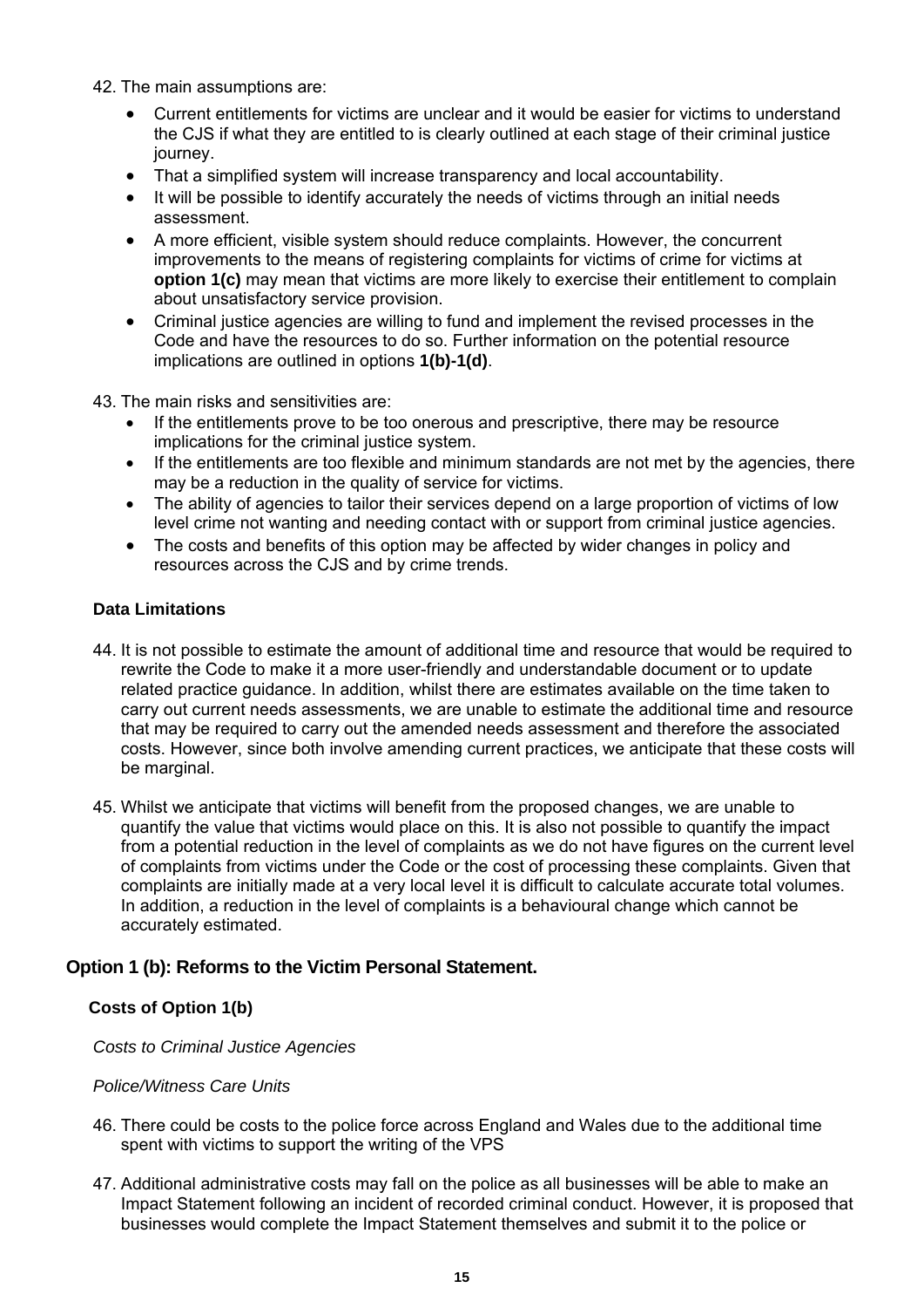42. The main assumptions are:

    - Current entitlements for victims are unclear and it would be easier for victims to understand the CJS if what they are entitled to is clearly outlined at each stage of their criminal justice journey.
    - That a simplified system will increase transparency and local accountability.
    - It will be possible to identify accurately the needs of victims through an initial needs assessment.
    - A more efficient, visible system should reduce complaints. However, the concurrent improvements to the means of registering complaints for victims of crime for victims at **option 1(c)** may mean that victims are more likely to exercise their entitlement to complain about unsatisfactory service provision.
    - Criminal justice agencies are willing to fund and implement the revised processes in the Code and have the resources to do so. Further information on the potential resource implications are outlined in options **1(b)-1(d)**.

43. The main risks and sensitivities are:

    - If the entitlements prove to be too onerous and prescriptive, there may be resource implications for the criminal justice system.
    - If the entitlements are too flexible and minimum standards are not met by the agencies, there may be a reduction in the quality of service for victims.
    - The ability of agencies to tailor their services depend on a large proportion of victims of low level crime not wanting and needing contact with or support from criminal justice agencies.
    - The costs and benefits of this option may be affected by wider changes in policy and resources across the CJS and by crime trends.

**Data Limitations**

44. It is not possible to estimate the amount of additional time and resource that would be required to rewrite the Code to make it a more user-friendly and understandable document or to update related practice guidance. In addition, whilst there are estimates available on the time taken to carry out current needs assessments, we are unable to estimate the additional time and resource that may be required to carry out the amended needs assessment and therefore the associated costs. However, since both involve amending current practices, we anticipate that these costs will be marginal.

45. Whilst we anticipate that victims will benefit from the proposed changes, we are unable to quantify the value that victims would place on this. It is also not possible to quantify the impact from a potential reduction in the level of complaints as we do not have figures on the current level of complaints from victims under the Code or the cost of processing these complaints. Given that complaints are initially made at a very local level it is difficult to calculate accurate total volumes. In addition, a reduction in the level of complaints is a behavioural change which cannot be accurately estimated.

## Option 1 (b): Reforms to the Victim Personal Statement.

### Costs of Option 1(b)

*Costs to Criminal Justice Agencies*

*Police/Witness Care Units*

46. There could be costs to the police force across England and Wales due to the additional time spent with victims to support the writing of the VPS

47. Additional administrative costs may fall on the police as all businesses will be able to make an Impact Statement following an incident of recorded criminal conduct. However, it is proposed that businesses would complete the Impact Statement themselves and submit it to the police or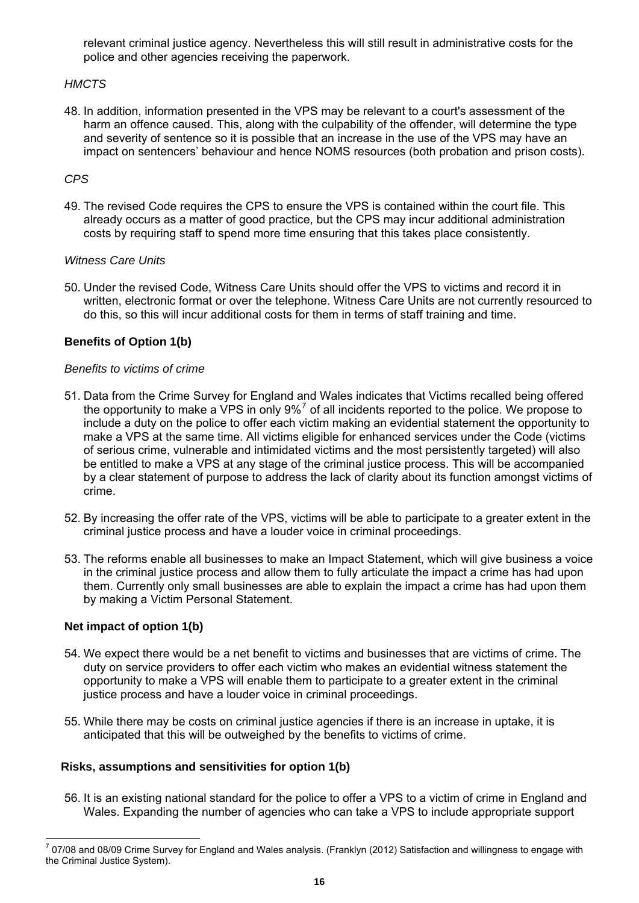relevant criminal justice agency. Nevertheless this will still result in administrative costs for the police and other agencies receiving the paperwork.

*HMCTS*

48. In addition, information presented in the VPS may be relevant to a court's assessment of the harm an offence caused. This, along with the culpability of the offender, will determine the type and severity of sentence so it is possible that an increase in the use of the VPS may have an impact on sentencers' behaviour and hence NOMS resources (both probation and prison costs).

*CPS*

49. The revised Code requires the CPS to ensure the VPS is contained within the court file. This already occurs as a matter of good practice, but the CPS may incur additional administration costs by requiring staff to spend more time ensuring that this takes place consistently.

*Witness Care Units*

50. Under the revised Code, Witness Care Units should offer the VPS to victims and record it in written, electronic format or over the telephone. Witness Care Units are not currently resourced to do this, so this will incur additional costs for them in terms of staff training and time.

**Benefits of Option 1(b)**

*Benefits to victims of crime*

51. Data from the Crime Survey for England and Wales indicates that Victims recalled being offered the opportunity to make a VPS in only 9%[7] of all incidents reported to the police. We propose to include a duty on the police to offer each victim making an evidential statement the opportunity to make a VPS at the same time. All victims eligible for enhanced services under the Code (victims of serious crime, vulnerable and intimidated victims and the most persistently targeted) will also be entitled to make a VPS at any stage of the criminal justice process. This will be accompanied by a clear statement of purpose to address the lack of clarity about its function amongst victims of crime.

52. By increasing the offer rate of the VPS, victims will be able to participate to a greater extent in the criminal justice process and have a louder voice in criminal proceedings.

53. The reforms enable all businesses to make an Impact Statement, which will give business a voice in the criminal justice process and allow them to fully articulate the impact a crime has had upon them. Currently only small businesses are able to explain the impact a crime has had upon them by making a Victim Personal Statement.

**Net impact of option 1(b)**

54. We expect there would be a net benefit to victims and businesses that are victims of crime. The duty on service providers to offer each victim who makes an evidential witness statement the opportunity to make a VPS will enable them to participate to a greater extent in the criminal justice process and have a louder voice in criminal proceedings.

55. While there may be costs on criminal justice agencies if there is an increase in uptake, it is anticipated that this will be outweighed by the benefits to victims of crime.

**Risks, assumptions and sensitivities for option 1(b)**

56. It is an existing national standard for the police to offer a VPS to a victim of crime in England and Wales. Expanding the number of agencies who can take a VPS to include appropriate support

[7] 07/08 and 08/09 Crime Survey for England and Wales analysis. (Franklyn (2012) Satisfaction and willingness to engage with the Criminal Justice System).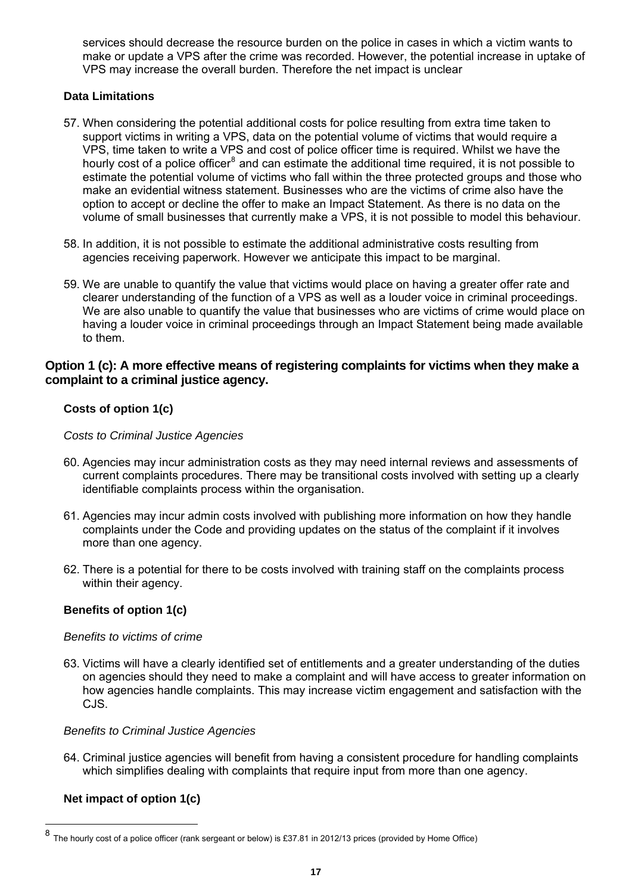services should decrease the resource burden on the police in cases in which a victim wants to make or update a VPS after the crime was recorded. However, the potential increase in uptake of VPS may increase the overall burden. Therefore the net impact is unclear

**Data Limitations**

57. When considering the potential additional costs for police resulting from extra time taken to support victims in writing a VPS, data on the potential volume of victims that would require a VPS, time taken to write a VPS and cost of police officer time is required. Whilst we have the hourly cost of a police officer[8] and can estimate the additional time required, it is not possible to estimate the potential volume of victims who fall within the three protected groups and those who make an evidential witness statement. Businesses who are the victims of crime also have the option to accept or decline the offer to make an Impact Statement. As there is no data on the volume of small businesses that currently make a VPS, it is not possible to model this behaviour.

58. In addition, it is not possible to estimate the additional administrative costs resulting from agencies receiving paperwork. However we anticipate this impact to be marginal.

59. We are unable to quantify the value that victims would place on having a greater offer rate and clearer understanding of the function of a VPS as well as a louder voice in criminal proceedings. We are also unable to quantify the value that businesses who are victims of crime would place on having a louder voice in criminal proceedings through an Impact Statement being made available to them.

### Option 1 (c): A more effective means of registering complaints for victims when they make a complaint to a criminal justice agency.

**Costs of option 1(c)**

*Costs to Criminal Justice Agencies*

60. Agencies may incur administration costs as they may need internal reviews and assessments of current complaints procedures. There may be transitional costs involved with setting up a clearly identifiable complaints process within the organisation.

61. Agencies may incur admin costs involved with publishing more information on how they handle complaints under the Code and providing updates on the status of the complaint if it involves more than one agency.

62. There is a potential for there to be costs involved with training staff on the complaints process within their agency.

**Benefits of option 1(c)**

*Benefits to victims of crime*

63. Victims will have a clearly identified set of entitlements and a greater understanding of the duties on agencies should they need to make a complaint and will have access to greater information on how agencies handle complaints. This may increase victim engagement and satisfaction with the CJS.

*Benefits to Criminal Justice Agencies*

64. Criminal justice agencies will benefit from having a consistent procedure for handling complaints which simplifies dealing with complaints that require input from more than one agency.

**Net impact of option 1(c)**

[8] The hourly cost of a police officer (rank sergeant or below) is £37.81 in 2012/13 prices (provided by Home Office)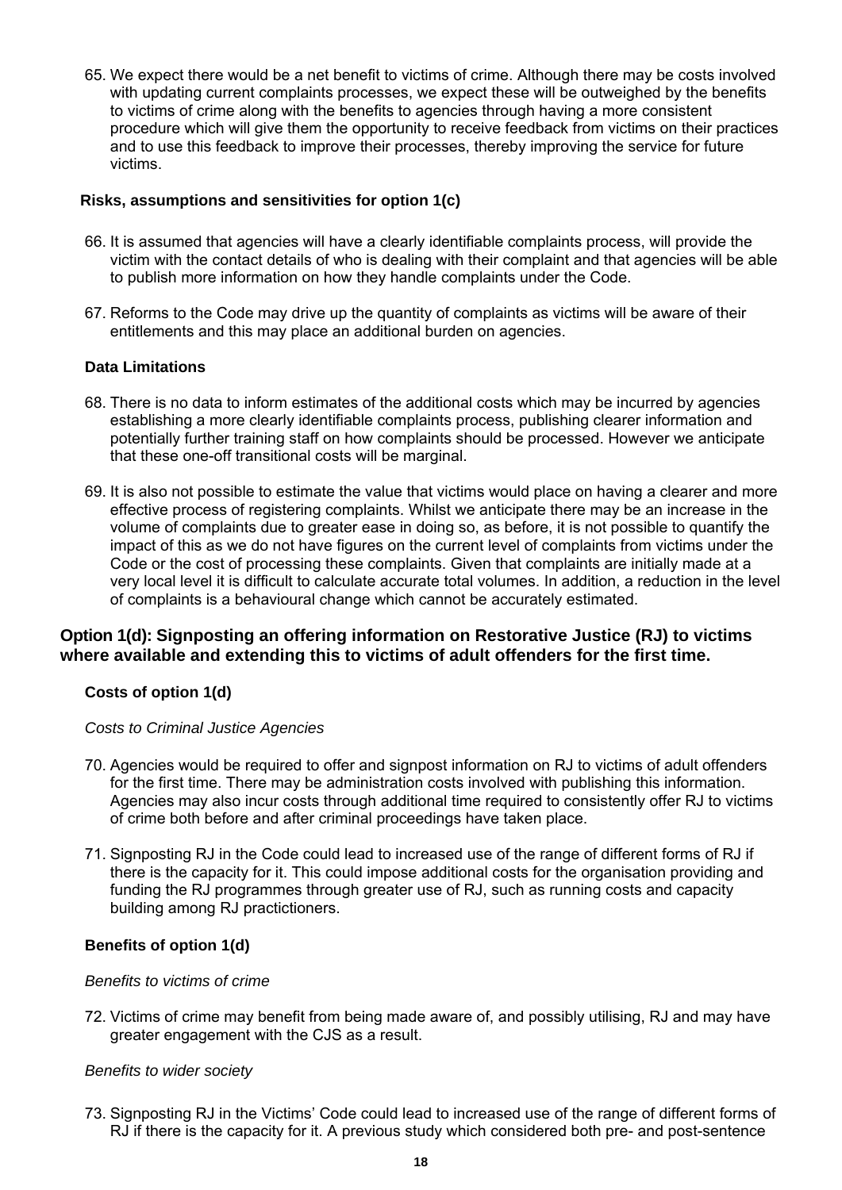65. We expect there would be a net benefit to victims of crime. Although there may be costs involved with updating current complaints processes, we expect these will be outweighed by the benefits to victims of crime along with the benefits to agencies through having a more consistent procedure which will give them the opportunity to receive feedback from victims on their practices and to use this feedback to improve their processes, thereby improving the service for future victims.

**Risks, assumptions and sensitivities for option 1(c)**

66. It is assumed that agencies will have a clearly identifiable complaints process, will provide the victim with the contact details of who is dealing with their complaint and that agencies will be able to publish more information on how they handle complaints under the Code.

67. Reforms to the Code may drive up the quantity of complaints as victims will be aware of their entitlements and this may place an additional burden on agencies.

**Data Limitations**

68. There is no data to inform estimates of the additional costs which may be incurred by agencies establishing a more clearly identifiable complaints process, publishing clearer information and potentially further training staff on how complaints should be processed. However we anticipate that these one-off transitional costs will be marginal.

69. It is also not possible to estimate the value that victims would place on having a clearer and more effective process of registering complaints. Whilst we anticipate there may be an increase in the volume of complaints due to greater ease in doing so, as before, it is not possible to quantify the impact of this as we do not have figures on the current level of complaints from victims under the Code or the cost of processing these complaints. Given that complaints are initially made at a very local level it is difficult to calculate accurate total volumes. In addition, a reduction in the level of complaints is a behavioural change which cannot be accurately estimated.

## Option 1(d): Signposting an offering information on Restorative Justice (RJ) to victims where available and extending this to victims of adult offenders for the first time.

**Costs of option 1(d)**

*Costs to Criminal Justice Agencies*

70. Agencies would be required to offer and signpost information on RJ to victims of adult offenders for the first time. There may be administration costs involved with publishing this information. Agencies may also incur costs through additional time required to consistently offer RJ to victims of crime both before and after criminal proceedings have taken place.

71. Signposting RJ in the Code could lead to increased use of the range of different forms of RJ if there is the capacity for it. This could impose additional costs for the organisation providing and funding the RJ programmes through greater use of RJ, such as running costs and capacity building among RJ practictioners.

**Benefits of option 1(d)**

*Benefits to victims of crime*

72. Victims of crime may benefit from being made aware of, and possibly utilising, RJ and may have greater engagement with the CJS as a result.

*Benefits to wider society*

73. Signposting RJ in the Victims' Code could lead to increased use of the range of different forms of RJ if there is the capacity for it. A previous study which considered both pre- and post-sentence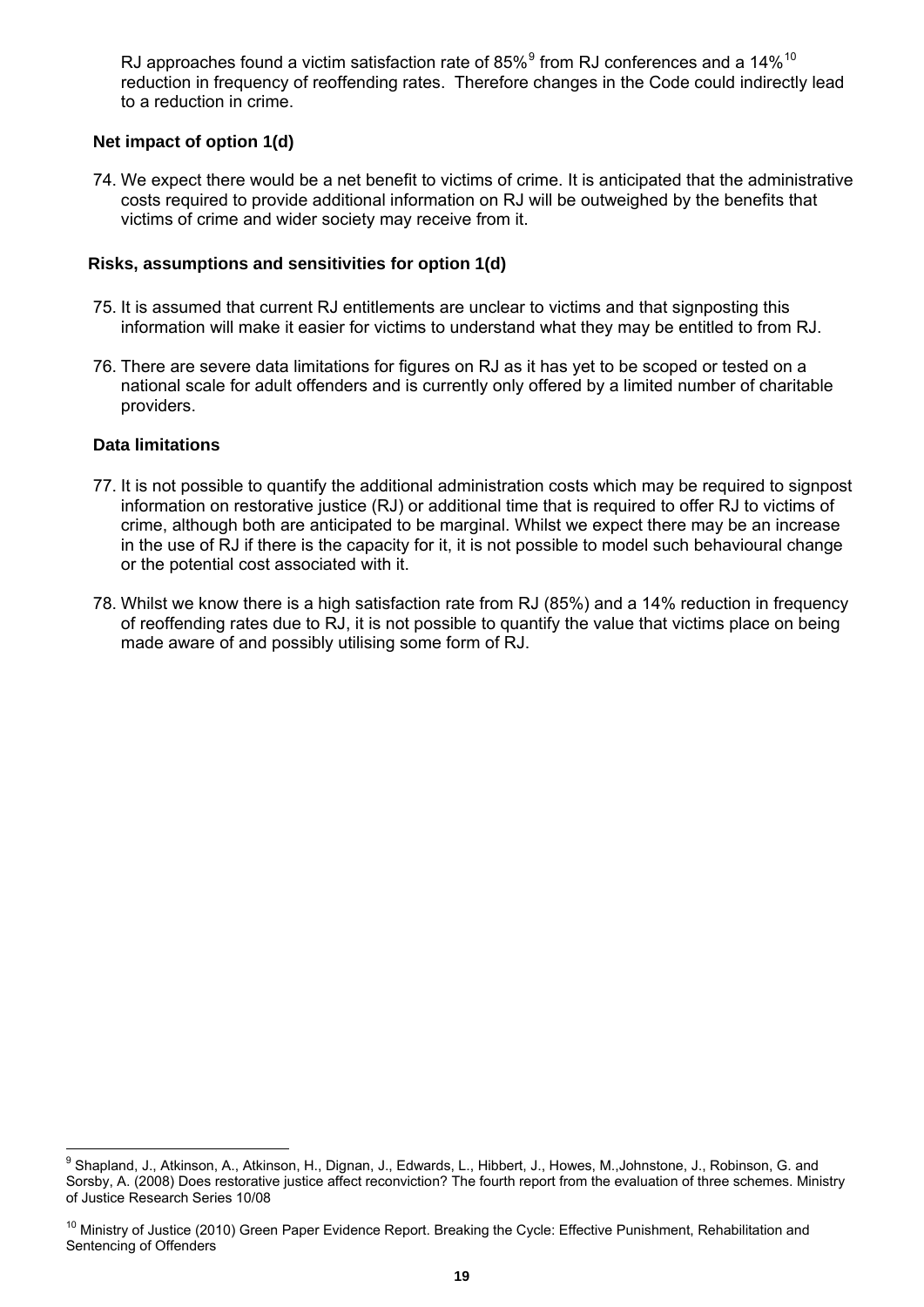RJ approaches found a victim satisfaction rate of 85%[9] from RJ conferences and a 14%[10] reduction in frequency of reoffending rates. Therefore changes in the Code could indirectly lead to a reduction in crime.

**Net impact of option 1(d)**

74. We expect there would be a net benefit to victims of crime. It is anticipated that the administrative costs required to provide additional information on RJ will be outweighed by the benefits that victims of crime and wider society may receive from it.

**Risks, assumptions and sensitivities for option 1(d)**

75. It is assumed that current RJ entitlements are unclear to victims and that signposting this information will make it easier for victims to understand what they may be entitled to from RJ.

76. There are severe data limitations for figures on RJ as it has yet to be scoped or tested on a national scale for adult offenders and is currently only offered by a limited number of charitable providers.

**Data limitations**

77. It is not possible to quantify the additional administration costs which may be required to signpost information on restorative justice (RJ) or additional time that is required to offer RJ to victims of crime, although both are anticipated to be marginal. Whilst we expect there may be an increase in the use of RJ if there is the capacity for it, it is not possible to model such behavioural change or the potential cost associated with it.

78. Whilst we know there is a high satisfaction rate from RJ (85%) and a 14% reduction in frequency of reoffending rates due to RJ, it is not possible to quantify the value that victims place on being made aware of and possibly utilising some form of RJ.

---

[9] Shapland, J., Atkinson, A., Atkinson, H., Dignan, J., Edwards, L., Hibbert, J., Howes, M.,Johnstone, J., Robinson, G. and Sorsby, A. (2008) Does restorative justice affect reconviction? The fourth report from the evaluation of three schemes. Ministry of Justice Research Series 10/08

[10] Ministry of Justice (2010) Green Paper Evidence Report. Breaking the Cycle: Effective Punishment, Rehabilitation and Sentencing of Offenders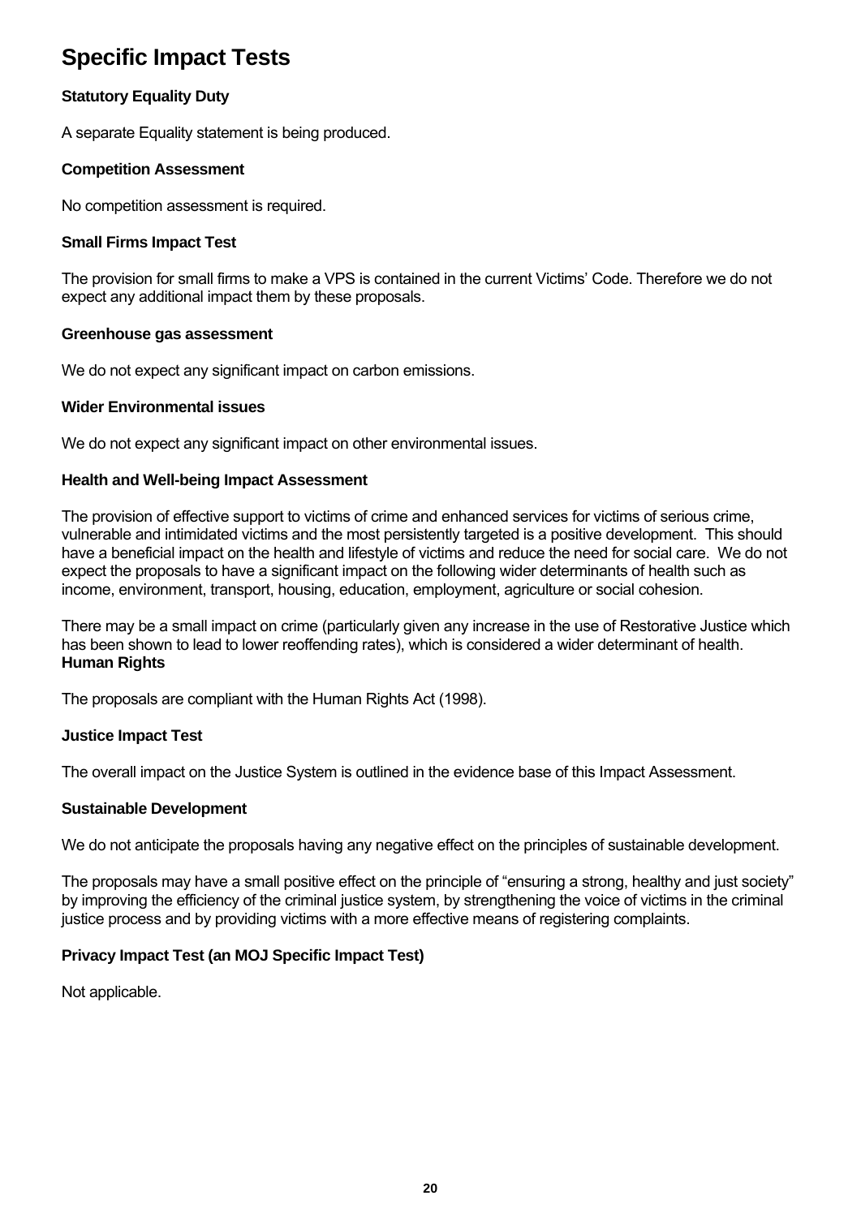# Specific Impact Tests

**Statutory Equality Duty**

A separate Equality statement is being produced.

**Competition Assessment**

No competition assessment is required.

**Small Firms Impact Test**

The provision for small firms to make a VPS is contained in the current Victims' Code. Therefore we do not expect any additional impact them by these proposals.

**Greenhouse gas assessment**

We do not expect any significant impact on carbon emissions.

**Wider Environmental issues**

We do not expect any significant impact on other environmental issues.

**Health and Well-being Impact Assessment**

The provision of effective support to victims of crime and enhanced services for victims of serious crime, vulnerable and intimidated victims and the most persistently targeted is a positive development. This should have a beneficial impact on the health and lifestyle of victims and reduce the need for social care. We do not expect the proposals to have a significant impact on the following wider determinants of health such as income, environment, transport, housing, education, employment, agriculture or social cohesion.

There may be a small impact on crime (particularly given any increase in the use of Restorative Justice which has been shown to lead to lower reoffending rates), which is considered a wider determinant of health.

**Human Rights**

The proposals are compliant with the Human Rights Act (1998).

**Justice Impact Test**

The overall impact on the Justice System is outlined in the evidence base of this Impact Assessment.

**Sustainable Development**

We do not anticipate the proposals having any negative effect on the principles of sustainable development.

The proposals may have a small positive effect on the principle of "ensuring a strong, healthy and just society" by improving the efficiency of the criminal justice system, by strengthening the voice of victims in the criminal justice process and by providing victims with a more effective means of registering complaints.

**Privacy Impact Test (an MOJ Specific Impact Test)**

Not applicable.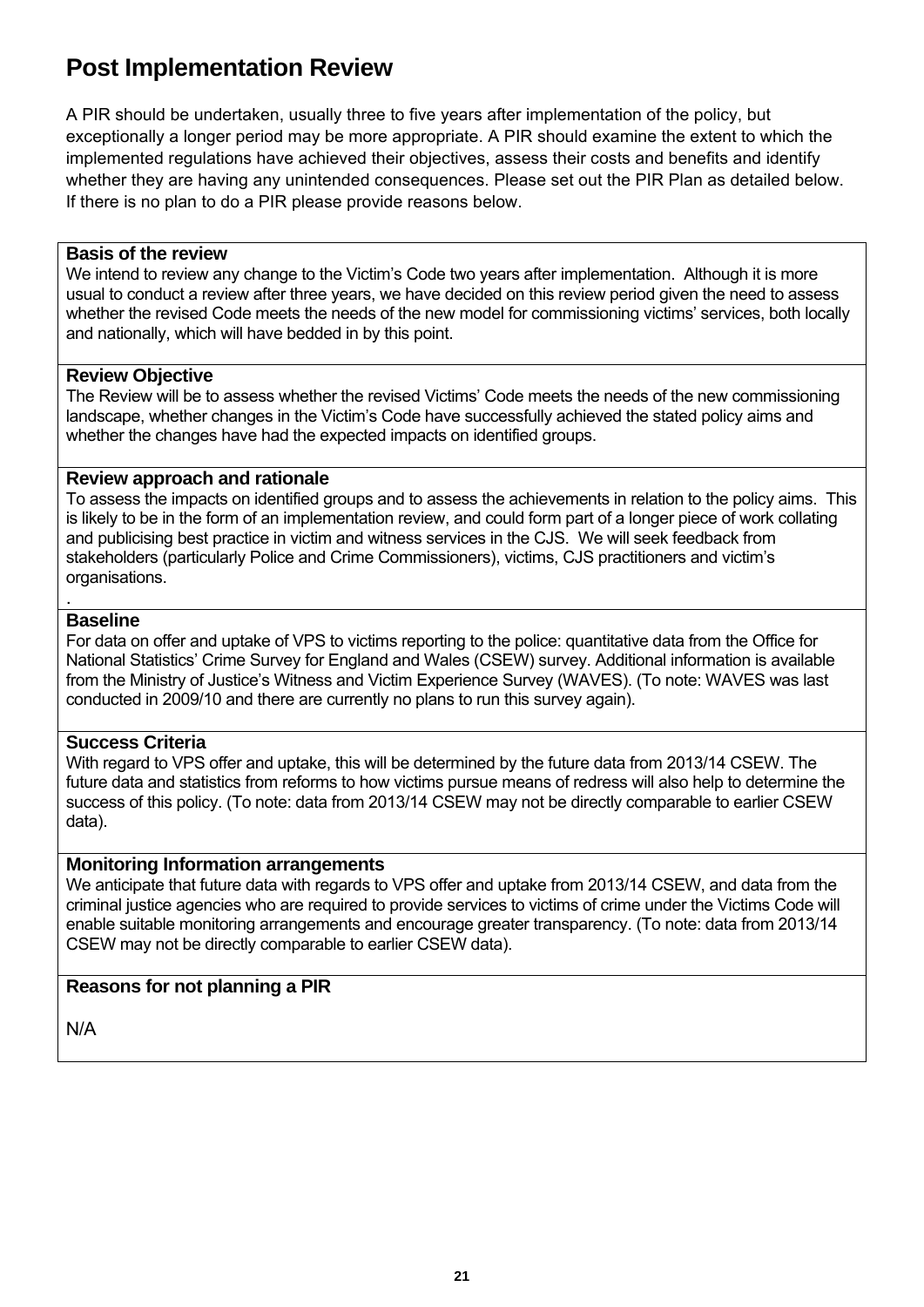# Post Implementation Review

A PIR should be undertaken, usually three to five years after implementation of the policy, but exceptionally a longer period may be more appropriate. A PIR should examine the extent to which the implemented regulations have achieved their objectives, assess their costs and benefits and identify whether they are having any unintended consequences. Please set out the PIR Plan as detailed below. If there is no plan to do a PIR please provide reasons below.

**Basis of the review**

We intend to review any change to the Victim's Code two years after implementation. Although it is more usual to conduct a review after three years, we have decided on this review period given the need to assess whether the revised Code meets the needs of the new model for commissioning victims' services, both locally and nationally, which will have bedded in by this point.

**Review Objective**

The Review will be to assess whether the revised Victims' Code meets the needs of the new commissioning landscape, whether changes in the Victim's Code have successfully achieved the stated policy aims and whether the changes have had the expected impacts on identified groups.

**Review approach and rationale**

To assess the impacts on identified groups and to assess the achievements in relation to the policy aims. This is likely to be in the form of an implementation review, and could form part of a longer piece of work collating and publicising best practice in victim and witness services in the CJS. We will seek feedback from stakeholders (particularly Police and Crime Commissioners), victims, CJS practitioners and victim's organisations.

.

**Baseline**

For data on offer and uptake of VPS to victims reporting to the police: quantitative data from the Office for National Statistics' Crime Survey for England and Wales (CSEW) survey. Additional information is available from the Ministry of Justice's Witness and Victim Experience Survey (WAVES). (To note: WAVES was last conducted in 2009/10 and there are currently no plans to run this survey again).

**Success Criteria**

With regard to VPS offer and uptake, this will be determined by the future data from 2013/14 CSEW. The future data and statistics from reforms to how victims pursue means of redress will also help to determine the success of this policy. (To note: data from 2013/14 CSEW may not be directly comparable to earlier CSEW data).

**Monitoring Information arrangements**

We anticipate that future data with regards to VPS offer and uptake from 2013/14 CSEW, and data from the criminal justice agencies who are required to provide services to victims of crime under the Victims Code will enable suitable monitoring arrangements and encourage greater transparency. (To note: data from 2013/14 CSEW may not be directly comparable to earlier CSEW data).

**Reasons for not planning a PIR**

N/A